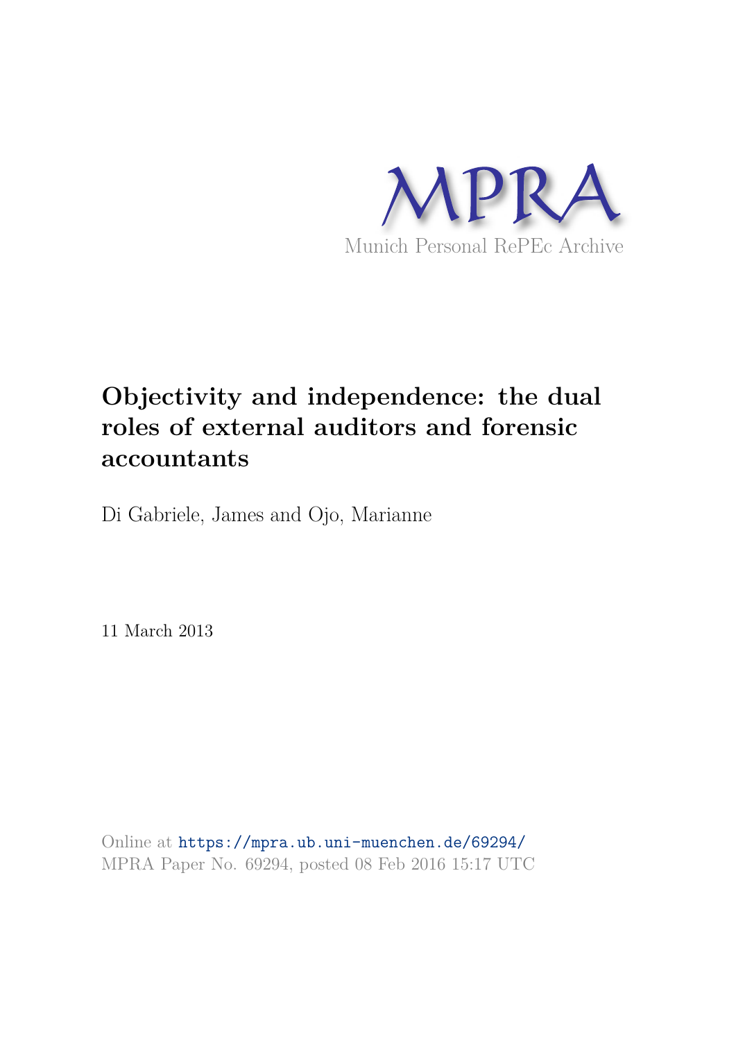MPRA

Munich Personal RePEc Archive

# Objectivity and independence: the dual roles of external auditors and forensic accountants

Di Gabriele, James and Ojo, Marianne

11 March 2013

Online at https://mpra.ub.uni-muenchen.de/69294/
MPRA Paper No. 69294, posted 08 Feb 2016 15:17 UTC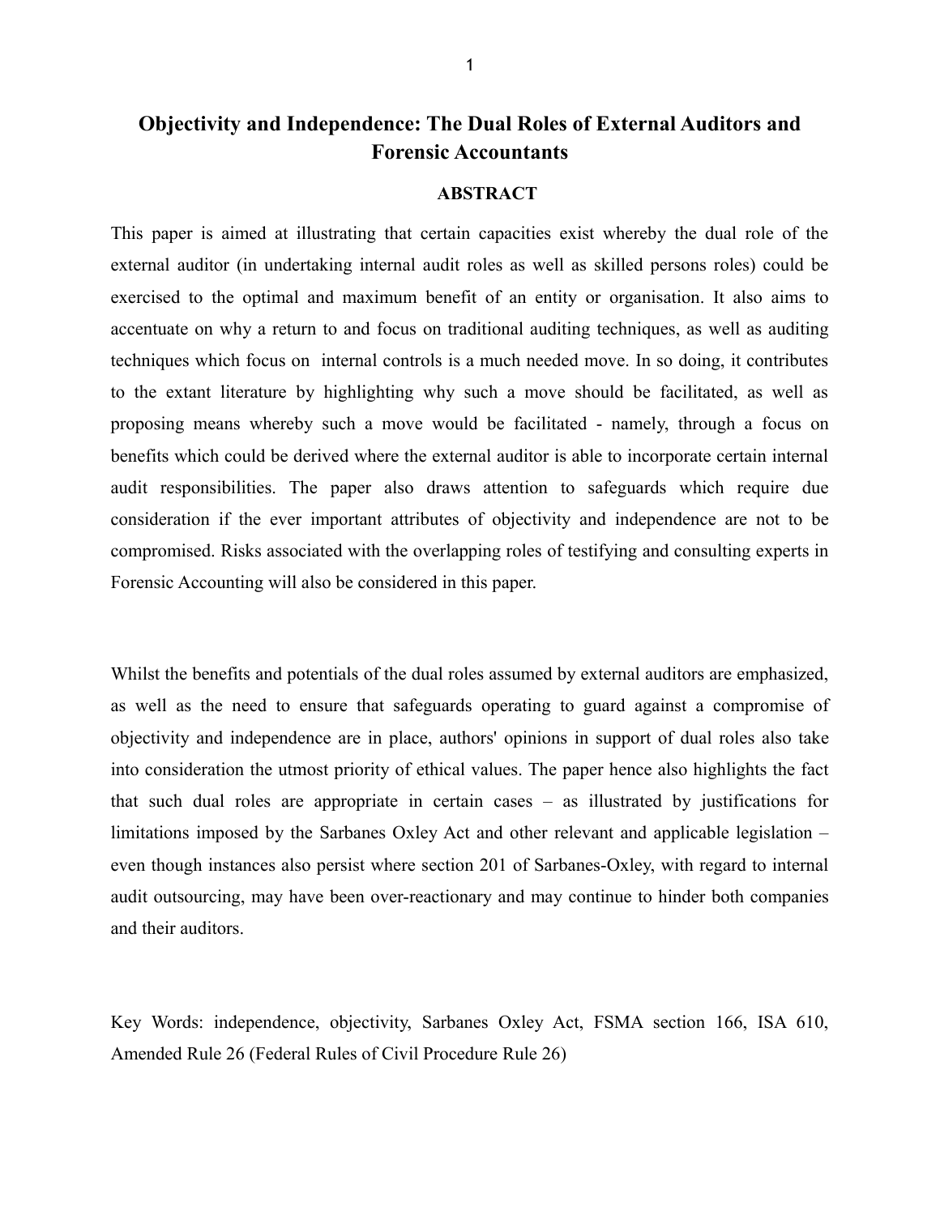# Objectivity and Independence: The Dual Roles of External Auditors and Forensic Accountants

## ABSTRACT

This paper is aimed at illustrating that certain capacities exist whereby the dual role of the external auditor (in undertaking internal audit roles as well as skilled persons roles) could be exercised to the optimal and maximum benefit of an entity or organisation. It also aims to accentuate on why a return to and focus on traditional auditing techniques, as well as auditing techniques which focus on internal controls is a much needed move. In so doing, it contributes to the extant literature by highlighting why such a move should be facilitated, as well as proposing means whereby such a move would be facilitated - namely, through a focus on benefits which could be derived where the external auditor is able to incorporate certain internal audit responsibilities. The paper also draws attention to safeguards which require due consideration if the ever important attributes of objectivity and independence are not to be compromised. Risks associated with the overlapping roles of testifying and consulting experts in Forensic Accounting will also be considered in this paper.

Whilst the benefits and potentials of the dual roles assumed by external auditors are emphasized, as well as the need to ensure that safeguards operating to guard against a compromise of objectivity and independence are in place, authors' opinions in support of dual roles also take into consideration the utmost priority of ethical values. The paper hence also highlights the fact that such dual roles are appropriate in certain cases – as illustrated by justifications for limitations imposed by the Sarbanes Oxley Act and other relevant and applicable legislation – even though instances also persist where section 201 of Sarbanes-Oxley, with regard to internal audit outsourcing, may have been over-reactionary and may continue to hinder both companies and their auditors.

Key Words: independence, objectivity, Sarbanes Oxley Act, FSMA section 166, ISA 610, Amended Rule 26 (Federal Rules of Civil Procedure Rule 26)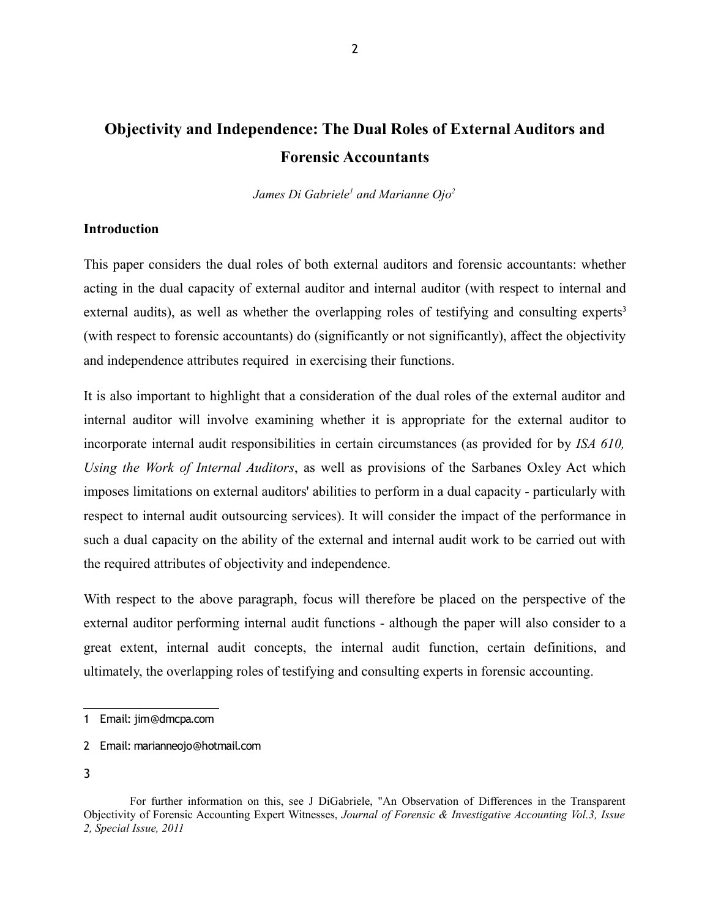# Objectivity and Independence: The Dual Roles of External Auditors and Forensic Accountants

*James Di Gabriele[1] and Marianne Ojo[2]*

## Introduction

This paper considers the dual roles of both external auditors and forensic accountants: whether acting in the dual capacity of external auditor and internal auditor (with respect to internal and external audits), as well as whether the overlapping roles of testifying and consulting experts[3] (with respect to forensic accountants) do (significantly or not significantly), affect the objectivity and independence attributes required in exercising their functions.

It is also important to highlight that a consideration of the dual roles of the external auditor and internal auditor will involve examining whether it is appropriate for the external auditor to incorporate internal audit responsibilities in certain circumstances (as provided for by *ISA 610, Using the Work of Internal Auditors*, as well as provisions of the Sarbanes Oxley Act which imposes limitations on external auditors' abilities to perform in a dual capacity - particularly with respect to internal audit outsourcing services). It will consider the impact of the performance in such a dual capacity on the ability of the external and internal audit work to be carried out with the required attributes of objectivity and independence.

With respect to the above paragraph, focus will therefore be placed on the perspective of the external auditor performing internal audit functions - although the paper will also consider to a great extent, internal audit concepts, the internal audit function, certain definitions, and ultimately, the overlapping roles of testifying and consulting experts in forensic accounting.

---

1 Email: jim@dmcpa.com

2 Email: marianneojo@hotmail.com

3 For further information on this, see J DiGabriele, "An Observation of Differences in the Transparent Objectivity of Forensic Accounting Expert Witnesses, *Journal of Forensic & Investigative Accounting Vol.3, Issue 2, Special Issue, 2011*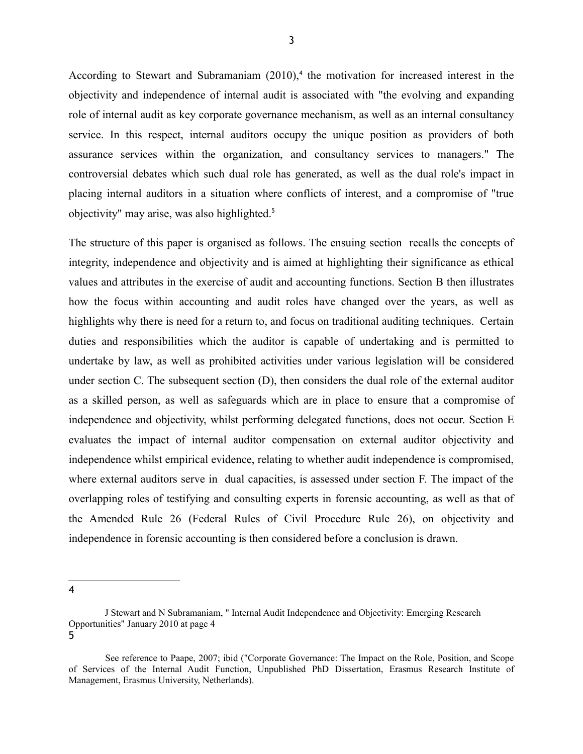According to Stewart and Subramaniam (2010),[4] the motivation for increased interest in the objectivity and independence of internal audit is associated with "the evolving and expanding role of internal audit as key corporate governance mechanism, as well as an internal consultancy service. In this respect, internal auditors occupy the unique position as providers of both assurance services within the organization, and consultancy services to managers." The controversial debates which such dual role has generated, as well as the dual role's impact in placing internal auditors in a situation where conflicts of interest, and a compromise of "true objectivity" may arise, was also highlighted.[5]

The structure of this paper is organised as follows. The ensuing section recalls the concepts of integrity, independence and objectivity and is aimed at highlighting their significance as ethical values and attributes in the exercise of audit and accounting functions. Section B then illustrates how the focus within accounting and audit roles have changed over the years, as well as highlights why there is need for a return to, and focus on traditional auditing techniques. Certain duties and responsibilities which the auditor is capable of undertaking and is permitted to undertake by law, as well as prohibited activities under various legislation will be considered under section C. The subsequent section (D), then considers the dual role of the external auditor as a skilled person, as well as safeguards which are in place to ensure that a compromise of independence and objectivity, whilst performing delegated functions, does not occur. Section E evaluates the impact of internal auditor compensation on external auditor objectivity and independence whilst empirical evidence, relating to whether audit independence is compromised, where external auditors serve in dual capacities, is assessed under section F. The impact of the overlapping roles of testifying and consulting experts in forensic accounting, as well as that of the Amended Rule 26 (Federal Rules of Civil Procedure Rule 26), on objectivity and independence in forensic accounting is then considered before a conclusion is drawn.

---

4 J Stewart and N Subramaniam, " Internal Audit Independence and Objectivity: Emerging Research Opportunities" January 2010 at page 4

5 See reference to Paape, 2007; ibid ("Corporate Governance: The Impact on the Role, Position, and Scope of Services of the Internal Audit Function, Unpublished PhD Dissertation, Erasmus Research Institute of Management, Erasmus University, Netherlands).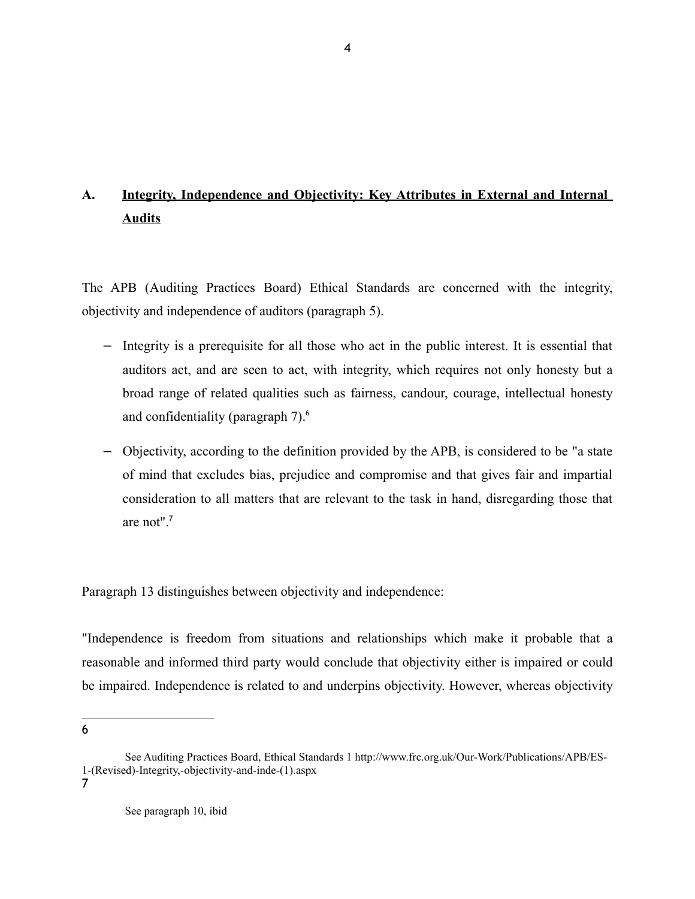## A. Integrity, Independence and Objectivity: Key Attributes in External and Internal Audits

The APB (Auditing Practices Board) Ethical Standards are concerned with the integrity, objectivity and independence of auditors (paragraph 5).

- Integrity is a prerequisite for all those who act in the public interest. It is essential that auditors act, and are seen to act, with integrity, which requires not only honesty but a broad range of related qualities such as fairness, candour, courage, intellectual honesty and confidentiality (paragraph 7).[6]
- Objectivity, according to the definition provided by the APB, is considered to be "a state of mind that excludes bias, prejudice and compromise and that gives fair and impartial consideration to all matters that are relevant to the task in hand, disregarding those that are not".[7]

Paragraph 13 distinguishes between objectivity and independence:

"Independence is freedom from situations and relationships which make it probable that a reasonable and informed third party would conclude that objectivity either is impaired or could be impaired. Independence is related to and underpins objectivity. However, whereas objectivity

---

6 See Auditing Practices Board, Ethical Standards 1 http://www.frc.org.uk/Our-Work/Publications/APB/ES-1-(Revised)-Integrity,-objectivity-and-inde-(1).aspx

7 See paragraph 10, ibid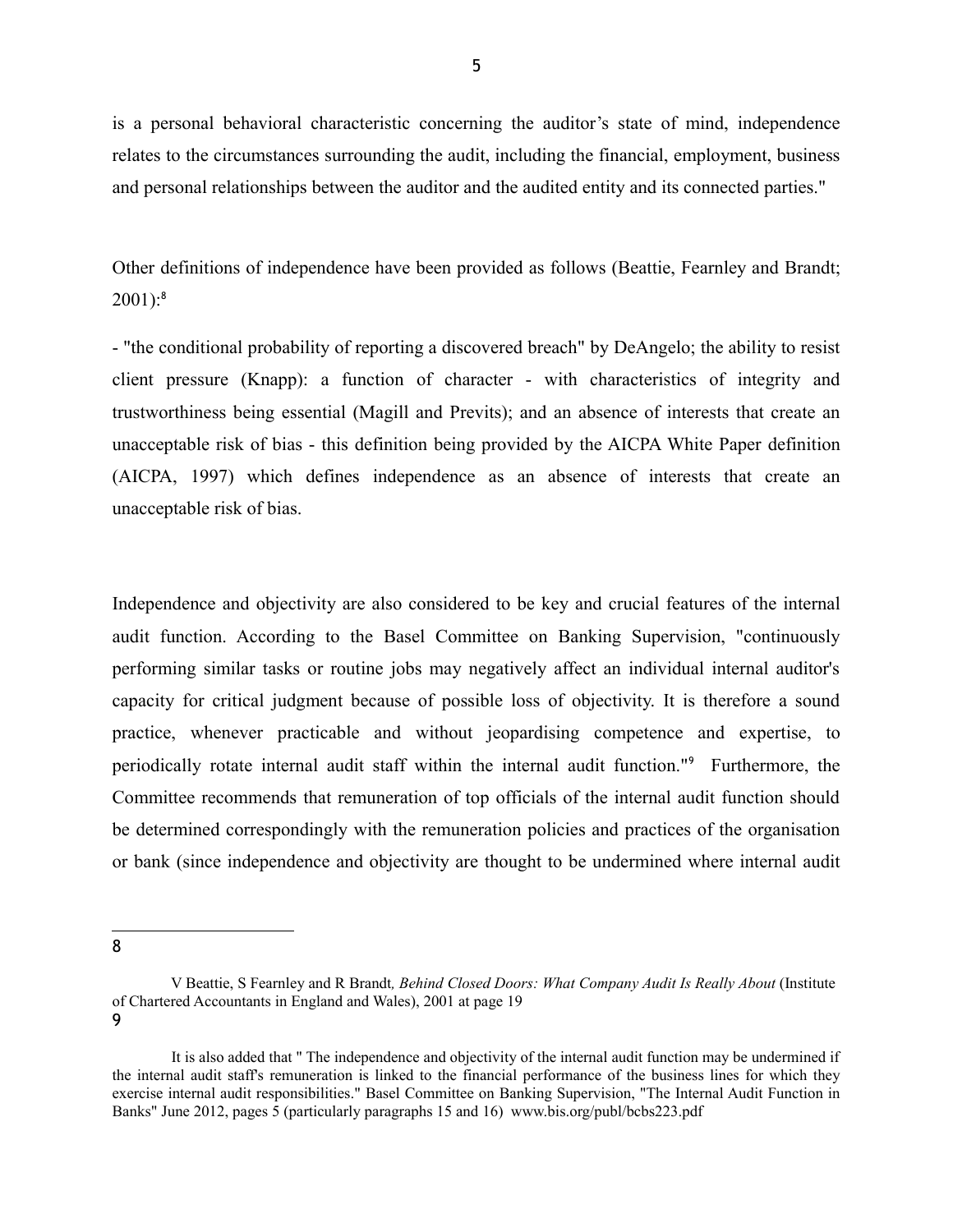is a personal behavioral characteristic concerning the auditor's state of mind, independence relates to the circumstances surrounding the audit, including the financial, employment, business and personal relationships between the auditor and the audited entity and its connected parties."

Other definitions of independence have been provided as follows (Beattie, Fearnley and Brandt; 2001):[8]

- "the conditional probability of reporting a discovered breach" by DeAngelo; the ability to resist client pressure (Knapp): a function of character - with characteristics of integrity and trustworthiness being essential (Magill and Previts); and an absence of interests that create an unacceptable risk of bias - this definition being provided by the AICPA White Paper definition (AICPA, 1997) which defines independence as an absence of interests that create an unacceptable risk of bias.

Independence and objectivity are also considered to be key and crucial features of the internal audit function. According to the Basel Committee on Banking Supervision, "continuously performing similar tasks or routine jobs may negatively affect an individual internal auditor's capacity for critical judgment because of possible loss of objectivity. It is therefore a sound practice, whenever practicable and without jeopardising competence and expertise, to periodically rotate internal audit staff within the internal audit function."[9] Furthermore, the Committee recommends that remuneration of top officials of the internal audit function should be determined correspondingly with the remuneration policies and practices of the organisation or bank (since independence and objectivity are thought to be undermined where internal audit

---

[8] V Beattie, S Fearnley and R Brandt*, Behind Closed Doors: What Company Audit Is Really About* (Institute of Chartered Accountants in England and Wales), 2001 at page 19

[9] It is also added that " The independence and objectivity of the internal audit function may be undermined if the internal audit staff's remuneration is linked to the financial performance of the business lines for which they exercise internal audit responsibilities." Basel Committee on Banking Supervision, "The Internal Audit Function in Banks" June 2012, pages 5 (particularly paragraphs 15 and 16) www.bis.org/publ/bcbs223.pdf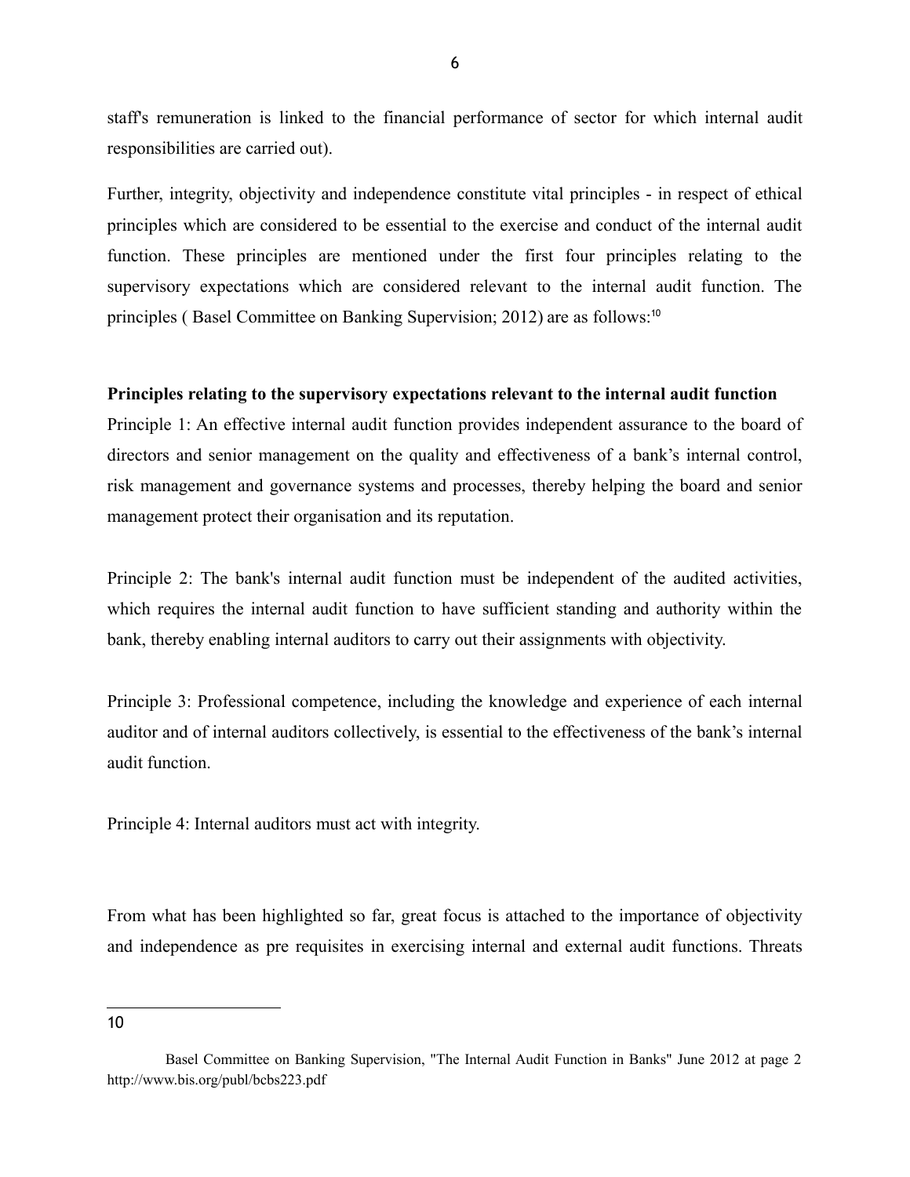staff's remuneration is linked to the financial performance of sector for which internal audit responsibilities are carried out).

Further, integrity, objectivity and independence constitute vital principles - in respect of ethical principles which are considered to be essential to the exercise and conduct of the internal audit function. These principles are mentioned under the first four principles relating to the supervisory expectations which are considered relevant to the internal audit function. The principles ( Basel Committee on Banking Supervision; 2012) are as follows:[10]

**Principles relating to the supervisory expectations relevant to the internal audit function**

Principle 1: An effective internal audit function provides independent assurance to the board of directors and senior management on the quality and effectiveness of a bank's internal control, risk management and governance systems and processes, thereby helping the board and senior management protect their organisation and its reputation.

Principle 2: The bank's internal audit function must be independent of the audited activities, which requires the internal audit function to have sufficient standing and authority within the bank, thereby enabling internal auditors to carry out their assignments with objectivity.

Principle 3: Professional competence, including the knowledge and experience of each internal auditor and of internal auditors collectively, is essential to the effectiveness of the bank's internal audit function.

Principle 4: Internal auditors must act with integrity.

From what has been highlighted so far, great focus is attached to the importance of objectivity and independence as pre requisites in exercising internal and external audit functions. Threats

---

10

Basel Committee on Banking Supervision, "The Internal Audit Function in Banks" June 2012 at page 2 http://www.bis.org/publ/bcbs223.pdf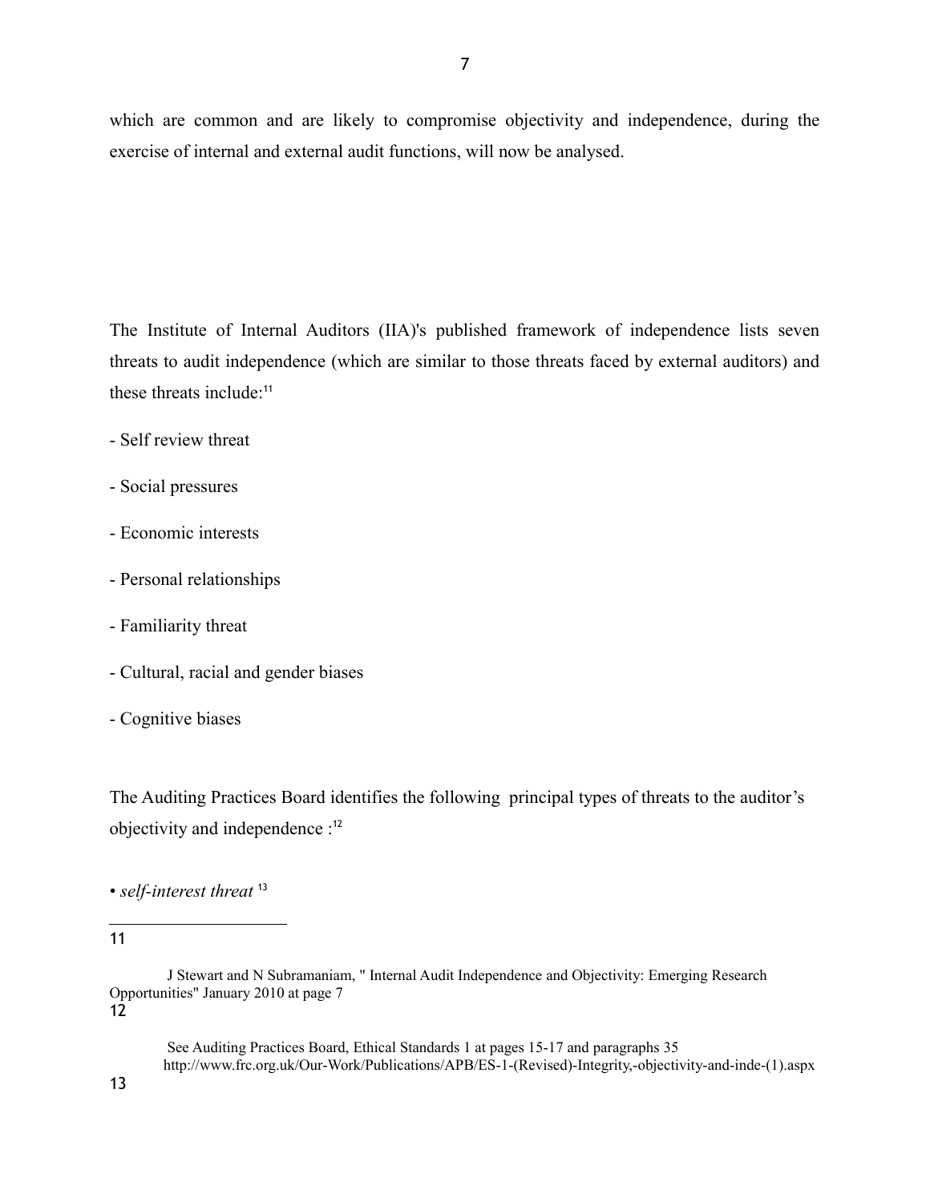which are common and are likely to compromise objectivity and independence, during the exercise of internal and external audit functions, will now be analysed.

The Institute of Internal Auditors (IIA)'s published framework of independence lists seven threats to audit independence (which are similar to those threats faced by external auditors) and these threats include:[11]

- Self review threat

- Social pressures

- Economic interests

- Personal relationships

- Familiarity threat

- Cultural, racial and gender biases

- Cognitive biases

The Auditing Practices Board identifies the following principal types of threats to the auditor's objectivity and independence :[12]

• *self-interest threat* [13]

---

11 J Stewart and N Subramaniam, " Internal Audit Independence and Objectivity: Emerging Research Opportunities" January 2010 at page 7

12 See Auditing Practices Board, Ethical Standards 1 at pages 15-17 and paragraphs 35 http://www.frc.org.uk/Our-Work/Publications/APB/ES-1-(Revised)-Integrity,-objectivity-and-inde-(1).aspx

13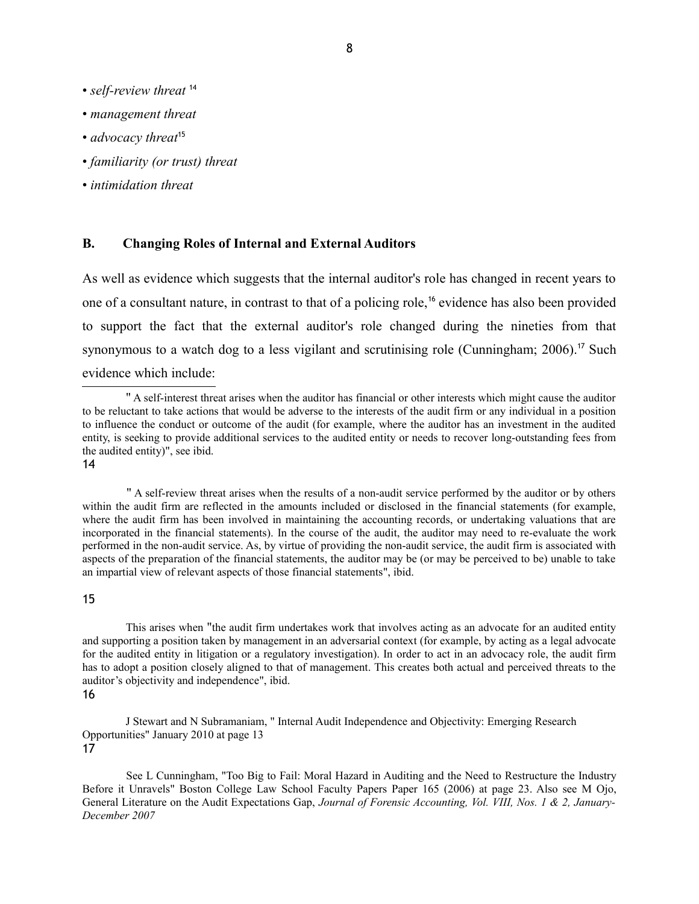- *self-review threat* [14]
- *management threat*
- *advocacy threat*[15]
- *familiarity (or trust) threat*
- *intimidation threat*

## B. Changing Roles of Internal and External Auditors

As well as evidence which suggests that the internal auditor's role has changed in recent years to one of a consultant nature, in contrast to that of a policing role,[16] evidence has also been provided to support the fact that the external auditor's role changed during the nineties from that synonymous to a watch dog to a less vigilant and scrutinising role (Cunningham; 2006).[17] Such evidence which include:

---

" A self-interest threat arises when the auditor has financial or other interests which might cause the auditor to be reluctant to take actions that would be adverse to the interests of the audit firm or any individual in a position to influence the conduct or outcome of the audit (for example, where the auditor has an investment in the audited entity, is seeking to provide additional services to the audited entity or needs to recover long-outstanding fees from the audited entity)", see ibid.

14

" A self-review threat arises when the results of a non-audit service performed by the auditor or by others within the audit firm are reflected in the amounts included or disclosed in the financial statements (for example, where the audit firm has been involved in maintaining the accounting records, or undertaking valuations that are incorporated in the financial statements). In the course of the audit, the auditor may need to re-evaluate the work performed in the non-audit service. As, by virtue of providing the non-audit service, the audit firm is associated with aspects of the preparation of the financial statements, the auditor may be (or may be perceived to be) unable to take an impartial view of relevant aspects of those financial statements", ibid.

15

This arises when "the audit firm undertakes work that involves acting as an advocate for an audited entity and supporting a position taken by management in an adversarial context (for example, by acting as a legal advocate for the audited entity in litigation or a regulatory investigation). In order to act in an advocacy role, the audit firm has to adopt a position closely aligned to that of management. This creates both actual and perceived threats to the auditor's objectivity and independence", ibid.

16

J Stewart and N Subramaniam, " Internal Audit Independence and Objectivity: Emerging Research Opportunities" January 2010 at page 13

17

See L Cunningham, "Too Big to Fail: Moral Hazard in Auditing and the Need to Restructure the Industry Before it Unravels" Boston College Law School Faculty Papers Paper 165 (2006) at page 23. Also see M Ojo, General Literature on the Audit Expectations Gap, *Journal of Forensic Accounting, Vol. VIII, Nos. 1 & 2, January-December 2007*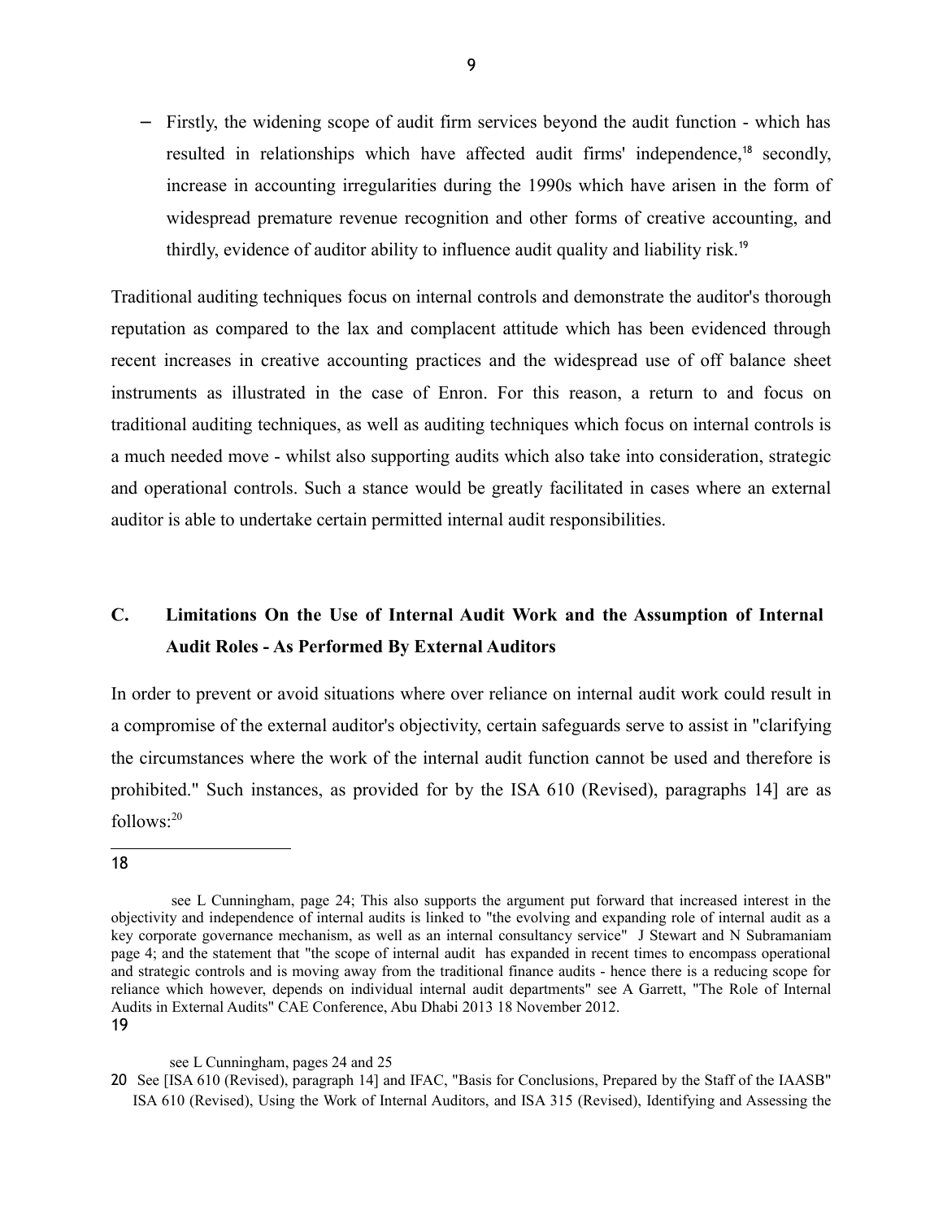– Firstly, the widening scope of audit firm services beyond the audit function - which has resulted in relationships which have affected audit firms' independence,[18] secondly, increase in accounting irregularities during the 1990s which have arisen in the form of widespread premature revenue recognition and other forms of creative accounting, and thirdly, evidence of auditor ability to influence audit quality and liability risk.[19]

Traditional auditing techniques focus on internal controls and demonstrate the auditor's thorough reputation as compared to the lax and complacent attitude which has been evidenced through recent increases in creative accounting practices and the widespread use of off balance sheet instruments as illustrated in the case of Enron. For this reason, a return to and focus on traditional auditing techniques, as well as auditing techniques which focus on internal controls is a much needed move - whilst also supporting audits which also take into consideration, strategic and operational controls. Such a stance would be greatly facilitated in cases where an external auditor is able to undertake certain permitted internal audit responsibilities.

## C. Limitations On the Use of Internal Audit Work and the Assumption of Internal Audit Roles - As Performed By External Auditors

In order to prevent or avoid situations where over reliance on internal audit work could result in a compromise of the external auditor's objectivity, certain safeguards serve to assist in "clarifying the circumstances where the work of the internal audit function cannot be used and therefore is prohibited." Such instances, as provided for by the ISA 610 (Revised), paragraphs 14] are as follows:[20]

---

18 see L Cunningham, page 24; This also supports the argument put forward that increased interest in the objectivity and independence of internal audits is linked to "the evolving and expanding role of internal audit as a key corporate governance mechanism, as well as an internal consultancy service" J Stewart and N Subramaniam page 4; and the statement that "the scope of internal audit has expanded in recent times to encompass operational and strategic controls and is moving away from the traditional finance audits - hence there is a reducing scope for reliance which however, depends on individual internal audit departments" see A Garrett, "The Role of Internal Audits in External Audits" CAE Conference, Abu Dhabi 2013 18 November 2012.

19 see L Cunningham, pages 24 and 25

20 See [ISA 610 (Revised), paragraph 14] and IFAC, "Basis for Conclusions, Prepared by the Staff of the IAASB" ISA 610 (Revised), Using the Work of Internal Auditors, and ISA 315 (Revised), Identifying and Assessing the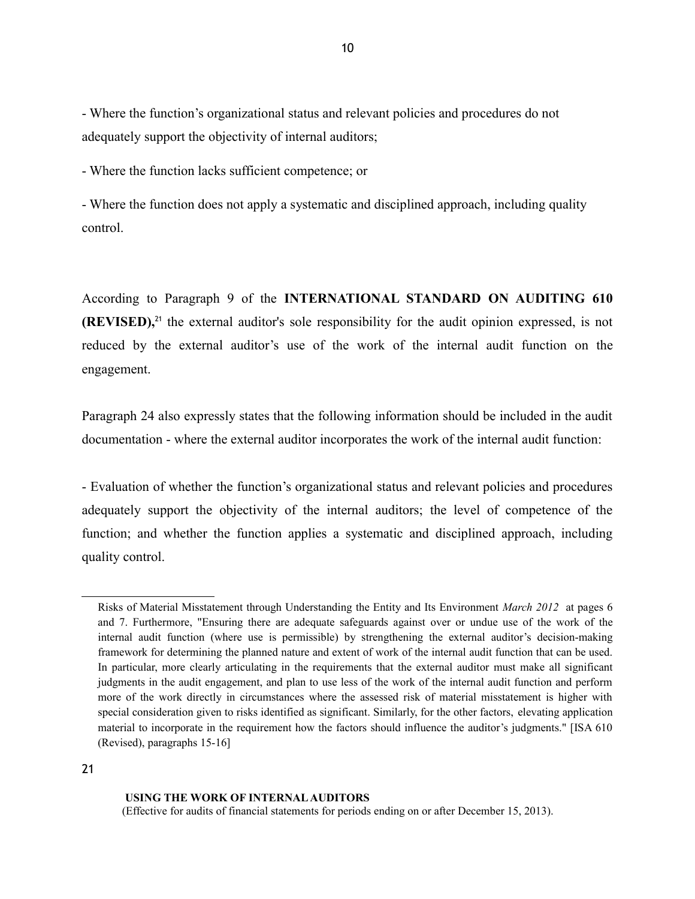- Where the function's organizational status and relevant policies and procedures do not adequately support the objectivity of internal auditors;

- Where the function lacks sufficient competence; or

- Where the function does not apply a systematic and disciplined approach, including quality control.

According to Paragraph 9 of the **INTERNATIONAL STANDARD ON AUDITING 610 (REVISED),**[21] the external auditor's sole responsibility for the audit opinion expressed, is not reduced by the external auditor's use of the work of the internal audit function on the engagement.

Paragraph 24 also expressly states that the following information should be included in the audit documentation - where the external auditor incorporates the work of the internal audit function:

- Evaluation of whether the function's organizational status and relevant policies and procedures adequately support the objectivity of the internal auditors; the level of competence of the function; and whether the function applies a systematic and disciplined approach, including quality control.

---

Risks of Material Misstatement through Understanding the Entity and Its Environment *March 2012* at pages 6 and 7. Furthermore, "Ensuring there are adequate safeguards against over or undue use of the work of the internal audit function (where use is permissible) by strengthening the external auditor's decision-making framework for determining the planned nature and extent of work of the internal audit function that can be used. In particular, more clearly articulating in the requirements that the external auditor must make all significant judgments in the audit engagement, and plan to use less of the work of the internal audit function and perform more of the work directly in circumstances where the assessed risk of material misstatement is higher with special consideration given to risks identified as significant. Similarly, for the other factors, elevating application material to incorporate in the requirement how the factors should influence the auditor's judgments." [ISA 610 (Revised), paragraphs 15-16]

21 **USING THE WORK OF INTERNAL AUDITORS** (Effective for audits of financial statements for periods ending on or after December 15, 2013).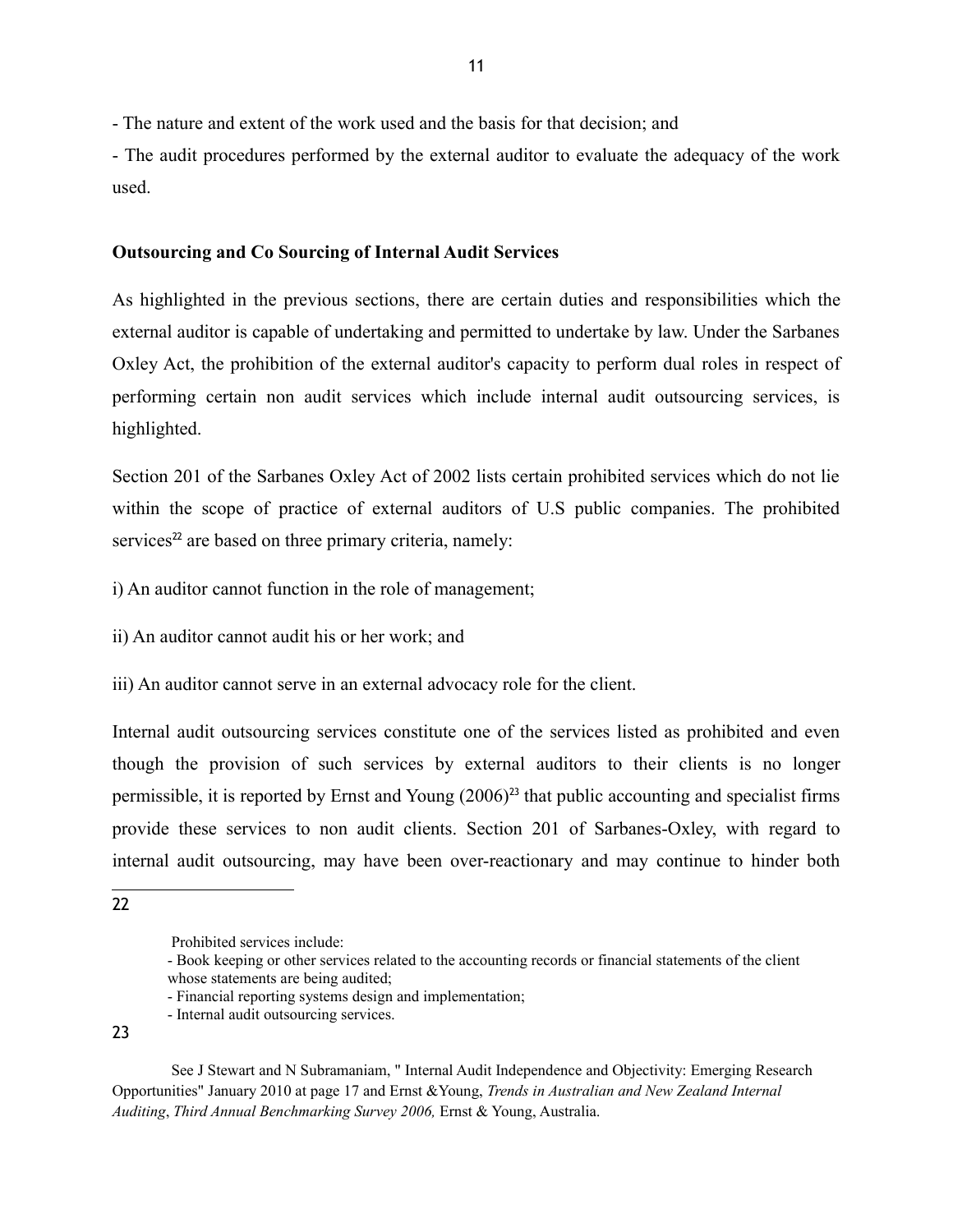- The nature and extent of the work used and the basis for that decision; and

- The audit procedures performed by the external auditor to evaluate the adequacy of the work used.

**Outsourcing and Co Sourcing of Internal Audit Services**

As highlighted in the previous sections, there are certain duties and responsibilities which the external auditor is capable of undertaking and permitted to undertake by law. Under the Sarbanes Oxley Act, the prohibition of the external auditor's capacity to perform dual roles in respect of performing certain non audit services which include internal audit outsourcing services, is highlighted.

Section 201 of the Sarbanes Oxley Act of 2002 lists certain prohibited services which do not lie within the scope of practice of external auditors of U.S public companies. The prohibited services[22] are based on three primary criteria, namely:

i) An auditor cannot function in the role of management;

ii) An auditor cannot audit his or her work; and

iii) An auditor cannot serve in an external advocacy role for the client.

Internal audit outsourcing services constitute one of the services listed as prohibited and even though the provision of such services by external auditors to their clients is no longer permissible, it is reported by Ernst and Young (2006)[23] that public accounting and specialist firms provide these services to non audit clients. Section 201 of Sarbanes-Oxley, with regard to internal audit outsourcing, may have been over-reactionary and may continue to hinder both

---

22

Prohibited services include:
- Book keeping or other services related to the accounting records or financial statements of the client whose statements are being audited;
- Financial reporting systems design and implementation;
- Internal audit outsourcing services.

23

See J Stewart and N Subramaniam, " Internal Audit Independence and Objectivity: Emerging Research Opportunities" January 2010 at page 17 and Ernst &Young, *Trends in Australian and New Zealand Internal Auditing*, *Third Annual Benchmarking Survey 2006,* Ernst & Young, Australia.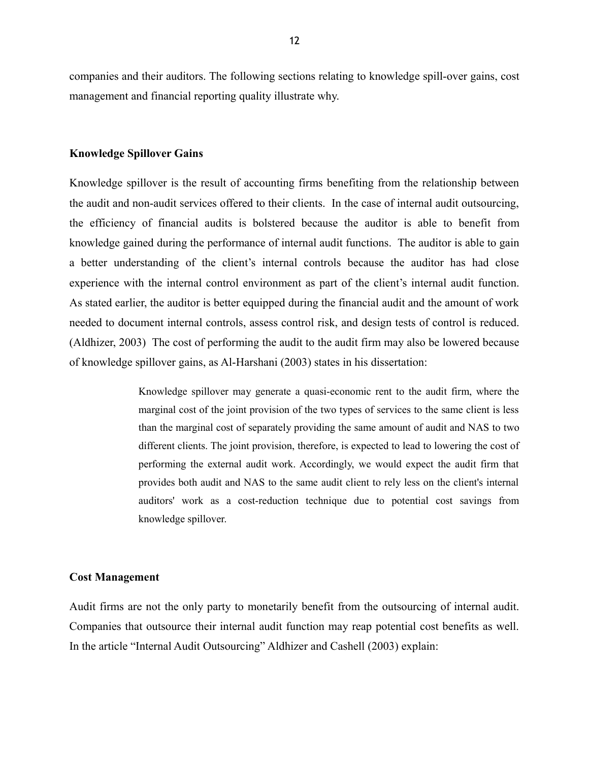companies and their auditors. The following sections relating to knowledge spill-over gains, cost management and financial reporting quality illustrate why.

**Knowledge Spillover Gains**

Knowledge spillover is the result of accounting firms benefiting from the relationship between the audit and non-audit services offered to their clients. In the case of internal audit outsourcing, the efficiency of financial audits is bolstered because the auditor is able to benefit from knowledge gained during the performance of internal audit functions. The auditor is able to gain a better understanding of the client's internal controls because the auditor has had close experience with the internal control environment as part of the client's internal audit function. As stated earlier, the auditor is better equipped during the financial audit and the amount of work needed to document internal controls, assess control risk, and design tests of control is reduced. (Aldhizer, 2003) The cost of performing the audit to the audit firm may also be lowered because of knowledge spillover gains, as Al-Harshani (2003) states in his dissertation:

> Knowledge spillover may generate a quasi-economic rent to the audit firm, where the marginal cost of the joint provision of the two types of services to the same client is less than the marginal cost of separately providing the same amount of audit and NAS to two different clients. The joint provision, therefore, is expected to lead to lowering the cost of performing the external audit work. Accordingly, we would expect the audit firm that provides both audit and NAS to the same audit client to rely less on the client's internal auditors' work as a cost-reduction technique due to potential cost savings from knowledge spillover.

**Cost Management**

Audit firms are not the only party to monetarily benefit from the outsourcing of internal audit. Companies that outsource their internal audit function may reap potential cost benefits as well. In the article "Internal Audit Outsourcing" Aldhizer and Cashell (2003) explain: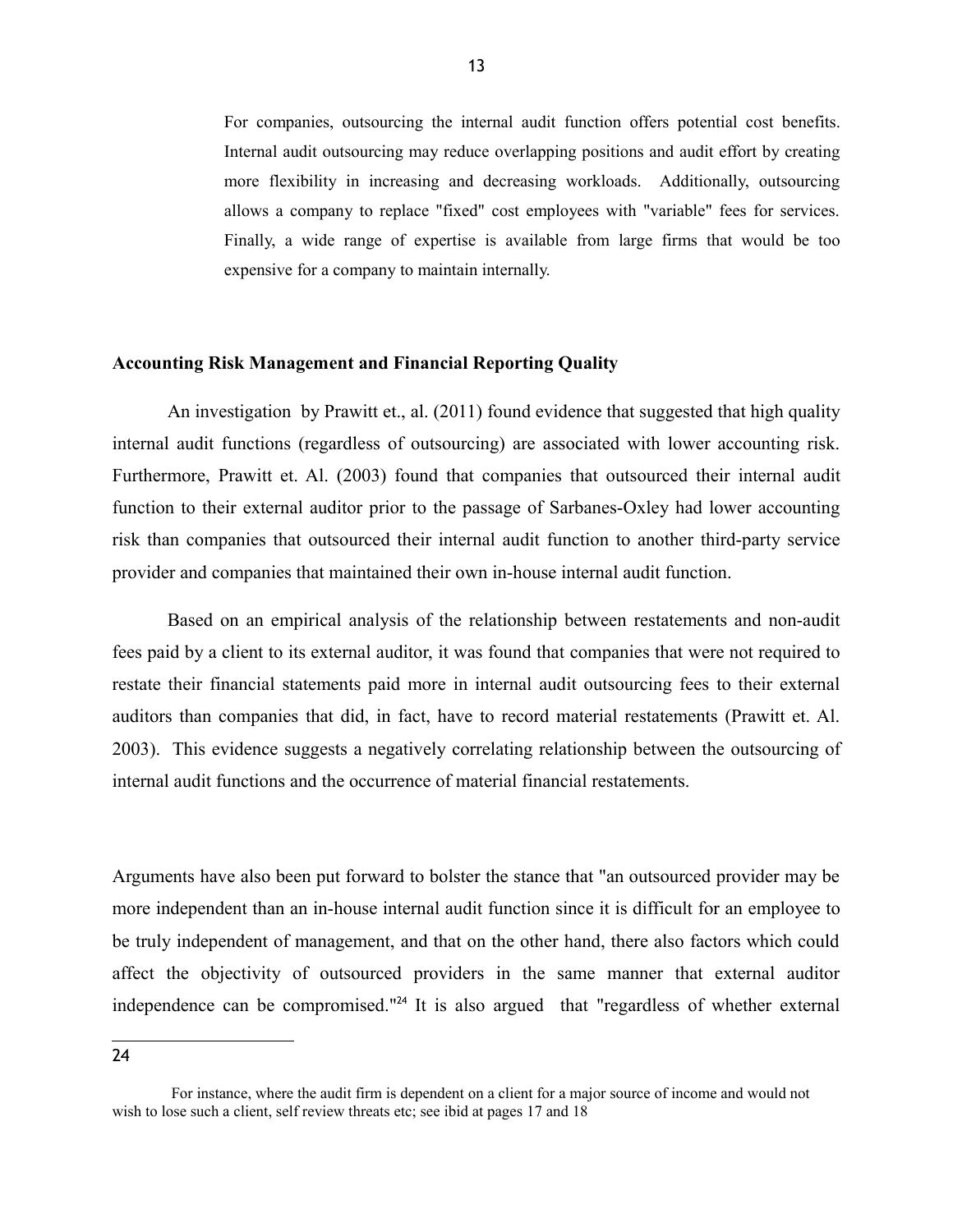For companies, outsourcing the internal audit function offers potential cost benefits. Internal audit outsourcing may reduce overlapping positions and audit effort by creating more flexibility in increasing and decreasing workloads. Additionally, outsourcing allows a company to replace "fixed" cost employees with "variable" fees for services. Finally, a wide range of expertise is available from large firms that would be too expensive for a company to maintain internally.

**Accounting Risk Management and Financial Reporting Quality**

An investigation by Prawitt et., al. (2011) found evidence that suggested that high quality internal audit functions (regardless of outsourcing) are associated with lower accounting risk. Furthermore, Prawitt et. Al. (2003) found that companies that outsourced their internal audit function to their external auditor prior to the passage of Sarbanes-Oxley had lower accounting risk than companies that outsourced their internal audit function to another third-party service provider and companies that maintained their own in-house internal audit function.

Based on an empirical analysis of the relationship between restatements and non-audit fees paid by a client to its external auditor, it was found that companies that were not required to restate their financial statements paid more in internal audit outsourcing fees to their external auditors than companies that did, in fact, have to record material restatements (Prawitt et. Al. 2003). This evidence suggests a negatively correlating relationship between the outsourcing of internal audit functions and the occurrence of material financial restatements.

Arguments have also been put forward to bolster the stance that "an outsourced provider may be more independent than an in-house internal audit function since it is difficult for an employee to be truly independent of management, and that on the other hand, there also factors which could affect the objectivity of outsourced providers in the same manner that external auditor independence can be compromised."[24] It is also argued that "regardless of whether external

---

24

For instance, where the audit firm is dependent on a client for a major source of income and would not wish to lose such a client, self review threats etc; see ibid at pages 17 and 18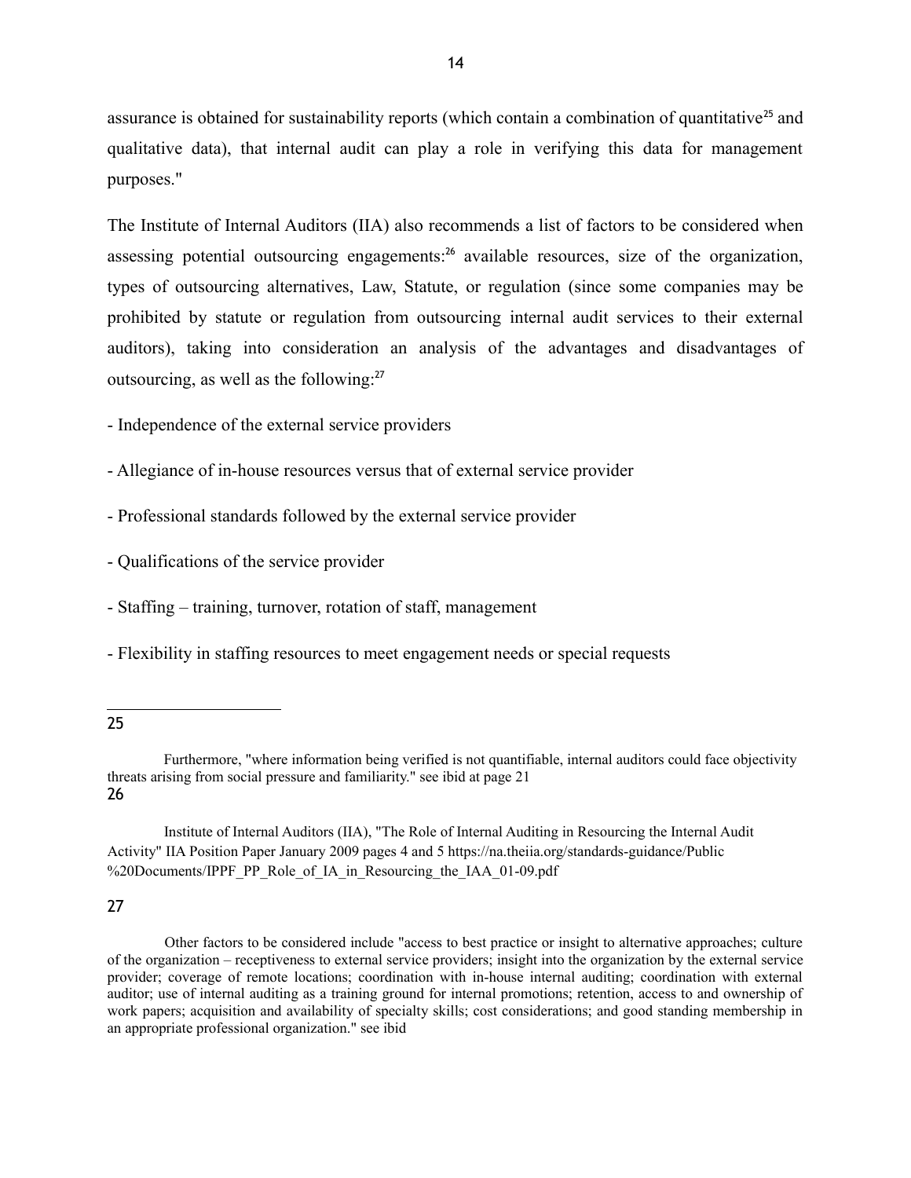assurance is obtained for sustainability reports (which contain a combination of quantitative[25] and qualitative data), that internal audit can play a role in verifying this data for management purposes."

The Institute of Internal Auditors (IIA) also recommends a list of factors to be considered when assessing potential outsourcing engagements:[26] available resources, size of the organization, types of outsourcing alternatives, Law, Statute, or regulation (since some companies may be prohibited by statute or regulation from outsourcing internal audit services to their external auditors), taking into consideration an analysis of the advantages and disadvantages of outsourcing, as well as the following:[27]

- Independence of the external service providers

- Allegiance of in-house resources versus that of external service provider

- Professional standards followed by the external service provider

- Qualifications of the service provider

- Staffing – training, turnover, rotation of staff, management

- Flexibility in staffing resources to meet engagement needs or special requests

---

25

Furthermore, "where information being verified is not quantifiable, internal auditors could face objectivity threats arising from social pressure and familiarity." see ibid at page 21

26

Institute of Internal Auditors (IIA), "The Role of Internal Auditing in Resourcing the Internal Audit Activity" IIA Position Paper January 2009 pages 4 and 5 https://na.theiia.org/standards-guidance/Public%20Documents/IPPF_PP_Role_of_IA_in_Resourcing_the_IAA_01-09.pdf

27

Other factors to be considered include "access to best practice or insight to alternative approaches; culture of the organization – receptiveness to external service providers; insight into the organization by the external service provider; coverage of remote locations; coordination with in-house internal auditing; coordination with external auditor; use of internal auditing as a training ground for internal promotions; retention, access to and ownership of work papers; acquisition and availability of specialty skills; cost considerations; and good standing membership in an appropriate professional organization." see ibid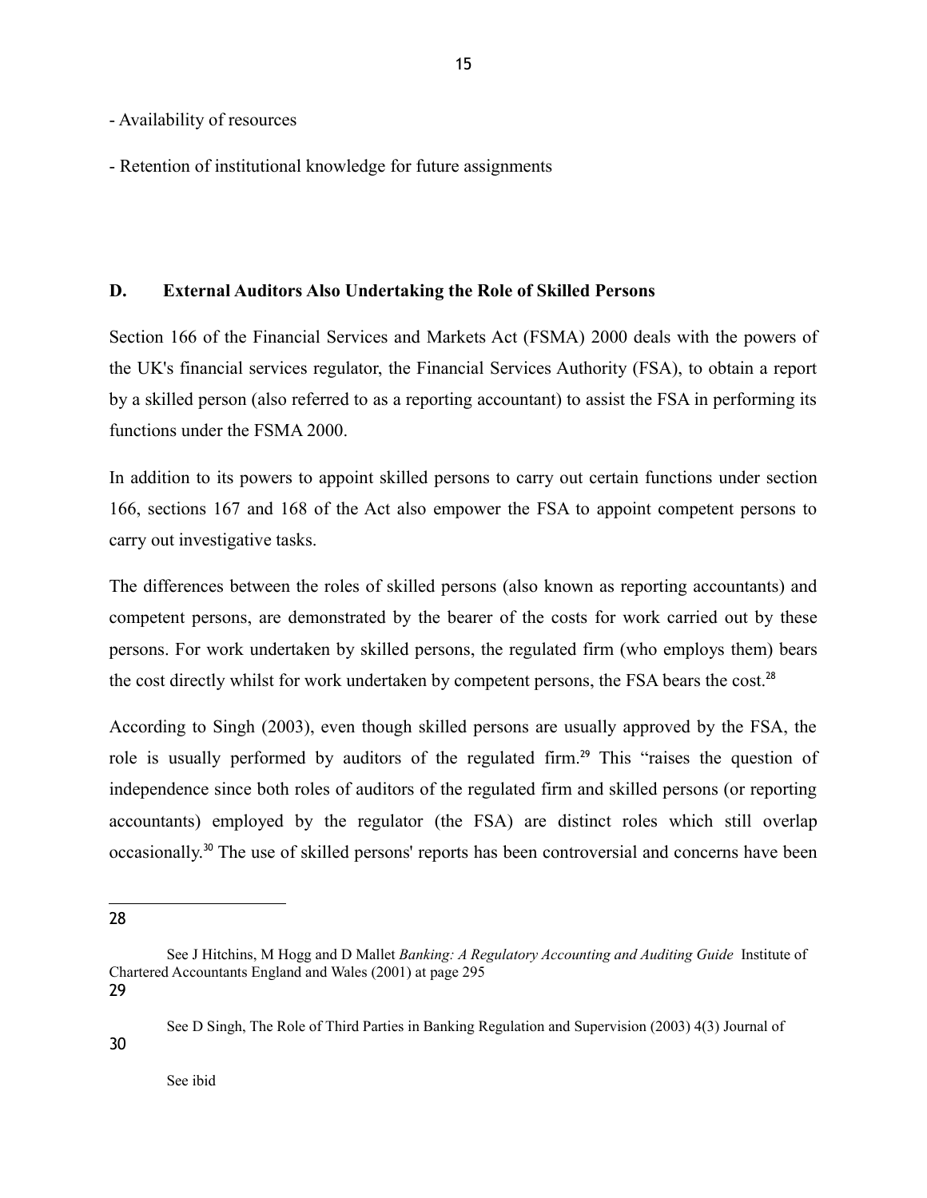- Availability of resources

- Retention of institutional knowledge for future assignments

## D. External Auditors Also Undertaking the Role of Skilled Persons

Section 166 of the Financial Services and Markets Act (FSMA) 2000 deals with the powers of the UK's financial services regulator, the Financial Services Authority (FSA), to obtain a report by a skilled person (also referred to as a reporting accountant) to assist the FSA in performing its functions under the FSMA 2000.

In addition to its powers to appoint skilled persons to carry out certain functions under section 166, sections 167 and 168 of the Act also empower the FSA to appoint competent persons to carry out investigative tasks.

The differences between the roles of skilled persons (also known as reporting accountants) and competent persons, are demonstrated by the bearer of the costs for work carried out by these persons. For work undertaken by skilled persons, the regulated firm (who employs them) bears the cost directly whilst for work undertaken by competent persons, the FSA bears the cost.[28]

According to Singh (2003), even though skilled persons are usually approved by the FSA, the role is usually performed by auditors of the regulated firm.[29] This "raises the question of independence since both roles of auditors of the regulated firm and skilled persons (or reporting accountants) employed by the regulator (the FSA) are distinct roles which still overlap occasionally.[30] The use of skilled persons' reports has been controversial and concerns have been

---

28 See J Hitchins, M Hogg and D Mallet *Banking: A Regulatory Accounting and Auditing Guide* Institute of Chartered Accountants England and Wales (2001) at page 295

29 See D Singh, The Role of Third Parties in Banking Regulation and Supervision (2003) 4(3) Journal of

30 See ibid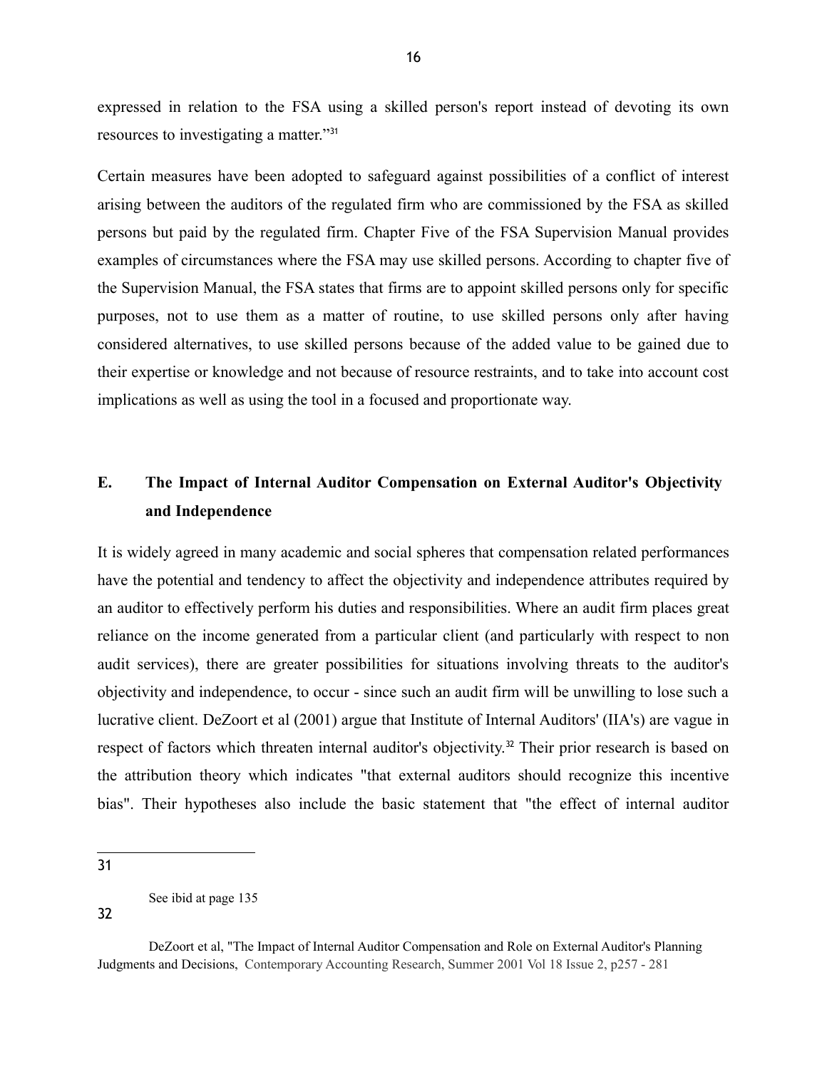expressed in relation to the FSA using a skilled person's report instead of devoting its own resources to investigating a matter."[31]

Certain measures have been adopted to safeguard against possibilities of a conflict of interest arising between the auditors of the regulated firm who are commissioned by the FSA as skilled persons but paid by the regulated firm. Chapter Five of the FSA Supervision Manual provides examples of circumstances where the FSA may use skilled persons. According to chapter five of the Supervision Manual, the FSA states that firms are to appoint skilled persons only for specific purposes, not to use them as a matter of routine, to use skilled persons only after having considered alternatives, to use skilled persons because of the added value to be gained due to their expertise or knowledge and not because of resource restraints, and to take into account cost implications as well as using the tool in a focused and proportionate way.

## E. The Impact of Internal Auditor Compensation on External Auditor's Objectivity and Independence

It is widely agreed in many academic and social spheres that compensation related performances have the potential and tendency to affect the objectivity and independence attributes required by an auditor to effectively perform his duties and responsibilities. Where an audit firm places great reliance on the income generated from a particular client (and particularly with respect to non audit services), there are greater possibilities for situations involving threats to the auditor's objectivity and independence, to occur - since such an audit firm will be unwilling to lose such a lucrative client. DeZoort et al (2001) argue that Institute of Internal Auditors' (IIA's) are vague in respect of factors which threaten internal auditor's objectivity.[32] Their prior research is based on the attribution theory which indicates "that external auditors should recognize this incentive bias". Their hypotheses also include the basic statement that "the effect of internal auditor

---

31 See ibid at page 135

32 DeZoort et al, "The Impact of Internal Auditor Compensation and Role on External Auditor's Planning Judgments and Decisions, Contemporary Accounting Research, Summer 2001 Vol 18 Issue 2, p257 - 281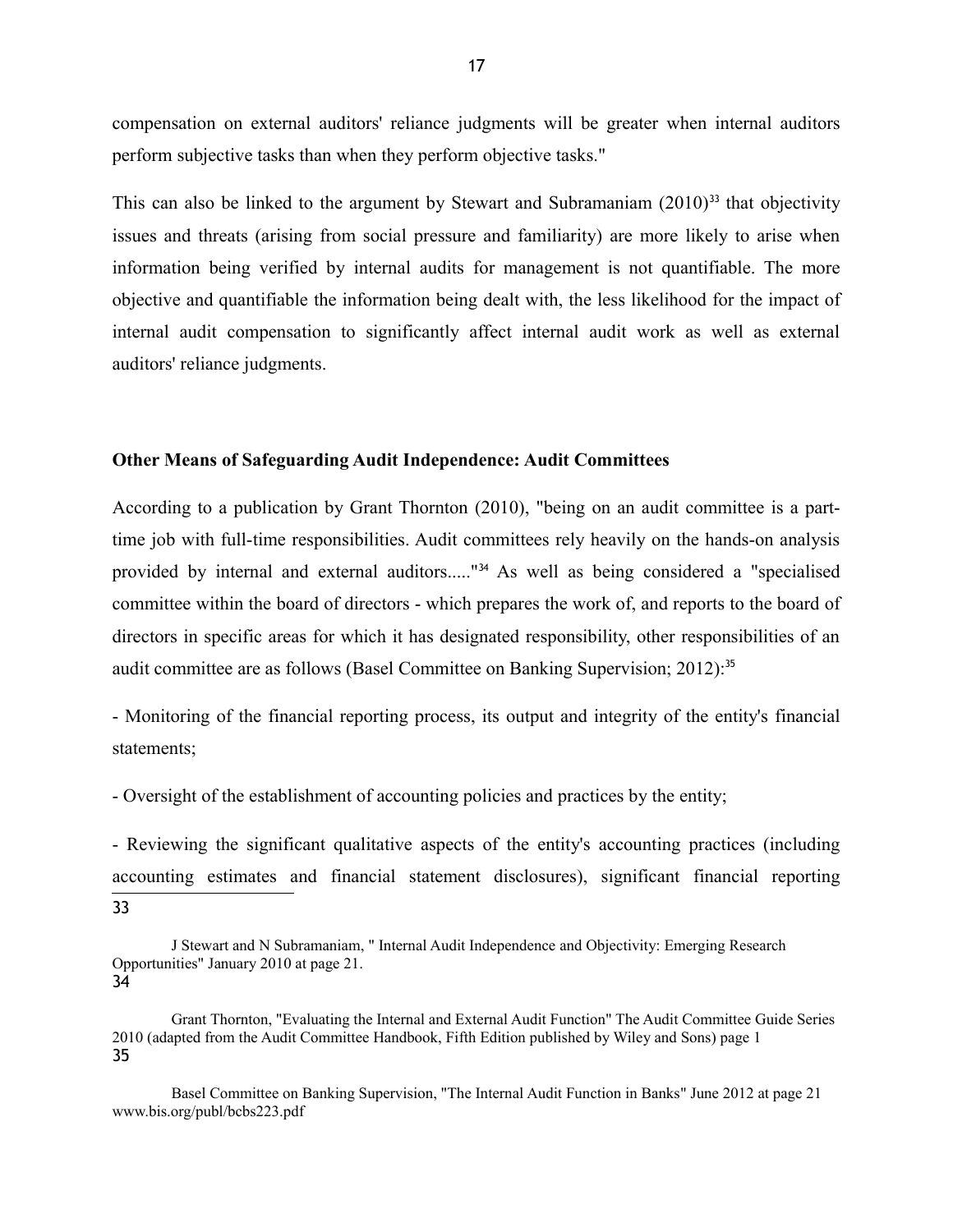compensation on external auditors' reliance judgments will be greater when internal auditors perform subjective tasks than when they perform objective tasks."

This can also be linked to the argument by Stewart and Subramaniam (2010)[33] that objectivity issues and threats (arising from social pressure and familiarity) are more likely to arise when information being verified by internal audits for management is not quantifiable. The more objective and quantifiable the information being dealt with, the less likelihood for the impact of internal audit compensation to significantly affect internal audit work as well as external auditors' reliance judgments.

**Other Means of Safeguarding Audit Independence: Audit Committees**

According to a publication by Grant Thornton (2010), "being on an audit committee is a part-time job with full-time responsibilities. Audit committees rely heavily on the hands-on analysis provided by internal and external auditors....."[34] As well as being considered a "specialised committee within the board of directors - which prepares the work of, and reports to the board of directors in specific areas for which it has designated responsibility, other responsibilities of an audit committee are as follows (Basel Committee on Banking Supervision; 2012):[35]

- Monitoring of the financial reporting process, its output and integrity of the entity's financial statements;

- Oversight of the establishment of accounting policies and practices by the entity;

- Reviewing the significant qualitative aspects of the entity's accounting practices (including accounting estimates and financial statement disclosures), significant financial reporting

---

[33] J Stewart and N Subramaniam, " Internal Audit Independence and Objectivity: Emerging Research Opportunities" January 2010 at page 21.

[34] Grant Thornton, "Evaluating the Internal and External Audit Function" The Audit Committee Guide Series 2010 (adapted from the Audit Committee Handbook, Fifth Edition published by Wiley and Sons) page 1

[35] Basel Committee on Banking Supervision, "The Internal Audit Function in Banks" June 2012 at page 21 www.bis.org/publ/bcbs223.pdf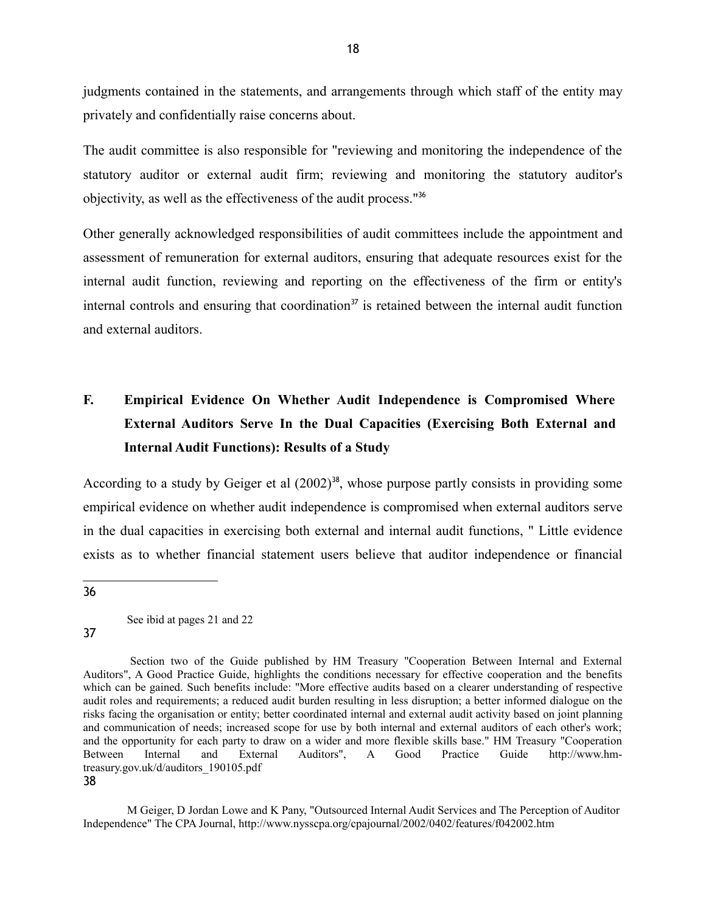judgments contained in the statements, and arrangements through which staff of the entity may privately and confidentially raise concerns about.

The audit committee is also responsible for "reviewing and monitoring the independence of the statutory auditor or external audit firm; reviewing and monitoring the statutory auditor's objectivity, as well as the effectiveness of the audit process."[36]

Other generally acknowledged responsibilities of audit committees include the appointment and assessment of remuneration for external auditors, ensuring that adequate resources exist for the internal audit function, reviewing and reporting on the effectiveness of the firm or entity's internal controls and ensuring that coordination[37] is retained between the internal audit function and external auditors.

## F. Empirical Evidence On Whether Audit Independence is Compromised Where External Auditors Serve In the Dual Capacities (Exercising Both External and Internal Audit Functions): Results of a Study

According to a study by Geiger et al (2002)[38], whose purpose partly consists in providing some empirical evidence on whether audit independence is compromised when external auditors serve in the dual capacities in exercising both external and internal audit functions, " Little evidence exists as to whether financial statement users believe that auditor independence or financial

---

36 See ibid at pages 21 and 22

37 Section two of the Guide published by HM Treasury "Cooperation Between Internal and External Auditors", A Good Practice Guide, highlights the conditions necessary for effective cooperation and the benefits which can be gained. Such benefits include: "More effective audits based on a clearer understanding of respective audit roles and requirements; a reduced audit burden resulting in less disruption; a better informed dialogue on the risks facing the organisation or entity; better coordinated internal and external audit activity based on joint planning and communication of needs; increased scope for use by both internal and external auditors of each other's work; and the opportunity for each party to draw on a wider and more flexible skills base." HM Treasury "Cooperation Between Internal and External Auditors", A Good Practice Guide http://www.hm-treasury.gov.uk/d/auditors_190105.pdf

38 M Geiger, D Jordan Lowe and K Pany, "Outsourced Internal Audit Services and The Perception of Auditor Independence" The CPA Journal, http://www.nysscpa.org/cpajournal/2002/0402/features/f042002.htm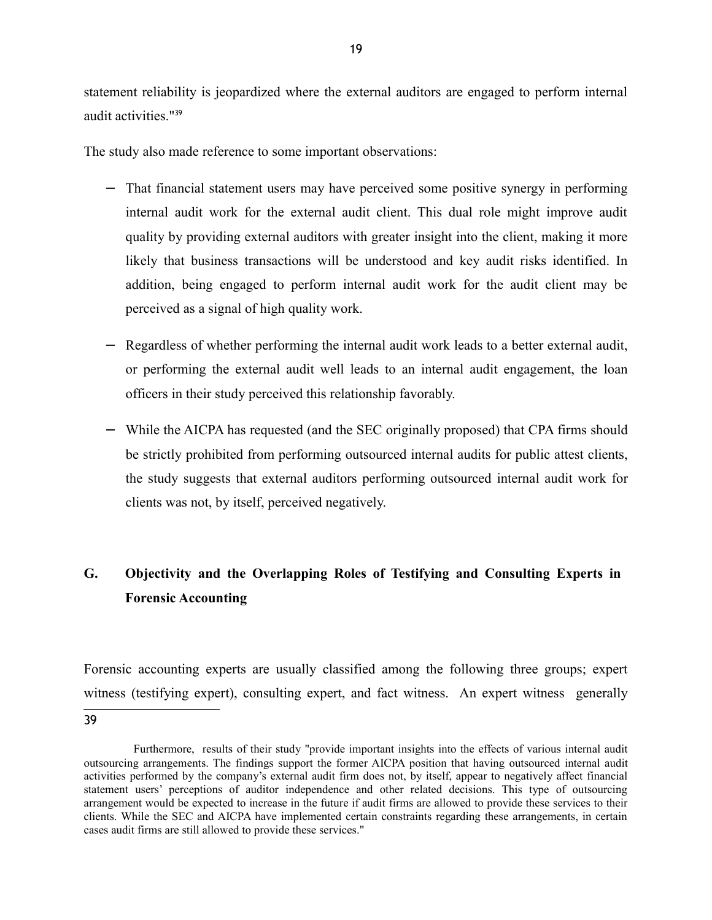statement reliability is jeopardized where the external auditors are engaged to perform internal audit activities."[39]

The study also made reference to some important observations:

- That financial statement users may have perceived some positive synergy in performing internal audit work for the external audit client. This dual role might improve audit quality by providing external auditors with greater insight into the client, making it more likely that business transactions will be understood and key audit risks identified. In addition, being engaged to perform internal audit work for the audit client may be perceived as a signal of high quality work.

- Regardless of whether performing the internal audit work leads to a better external audit, or performing the external audit well leads to an internal audit engagement, the loan officers in their study perceived this relationship favorably.

- While the AICPA has requested (and the SEC originally proposed) that CPA firms should be strictly prohibited from performing outsourced internal audits for public attest clients, the study suggests that external auditors performing outsourced internal audit work for clients was not, by itself, perceived negatively.

## G. Objectivity and the Overlapping Roles of Testifying and Consulting Experts in Forensic Accounting

Forensic accounting experts are usually classified among the following three groups; expert witness (testifying expert), consulting expert, and fact witness. An expert witness generally

---

[39] Furthermore, results of their study "provide important insights into the effects of various internal audit outsourcing arrangements. The findings support the former AICPA position that having outsourced internal audit activities performed by the company's external audit firm does not, by itself, appear to negatively affect financial statement users' perceptions of auditor independence and other related decisions. This type of outsourcing arrangement would be expected to increase in the future if audit firms are allowed to provide these services to their clients. While the SEC and AICPA have implemented certain constraints regarding these arrangements, in certain cases audit firms are still allowed to provide these services."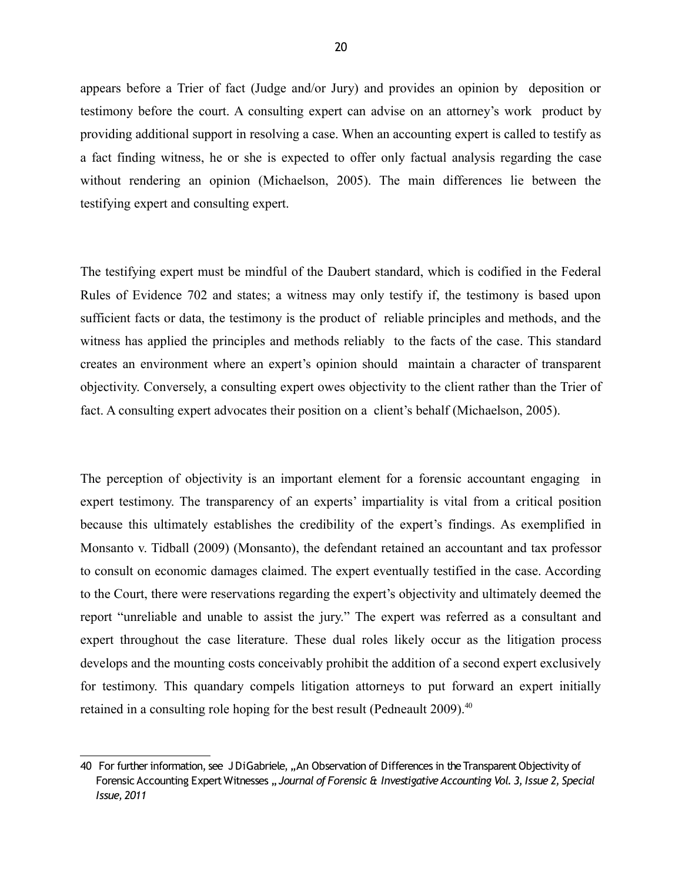appears before a Trier of fact (Judge and/or Jury) and provides an opinion by deposition or testimony before the court. A consulting expert can advise on an attorney's work product by providing additional support in resolving a case. When an accounting expert is called to testify as a fact finding witness, he or she is expected to offer only factual analysis regarding the case without rendering an opinion (Michaelson, 2005). The main differences lie between the testifying expert and consulting expert.

The testifying expert must be mindful of the Daubert standard, which is codified in the Federal Rules of Evidence 702 and states; a witness may only testify if, the testimony is based upon sufficient facts or data, the testimony is the product of reliable principles and methods, and the witness has applied the principles and methods reliably to the facts of the case. This standard creates an environment where an expert's opinion should maintain a character of transparent objectivity. Conversely, a consulting expert owes objectivity to the client rather than the Trier of fact. A consulting expert advocates their position on a client's behalf (Michaelson, 2005).

The perception of objectivity is an important element for a forensic accountant engaging in expert testimony. The transparency of an experts' impartiality is vital from a critical position because this ultimately establishes the credibility of the expert's findings. As exemplified in Monsanto v. Tidball (2009) (Monsanto), the defendant retained an accountant and tax professor to consult on economic damages claimed. The expert eventually testified in the case. According to the Court, there were reservations regarding the expert's objectivity and ultimately deemed the report "unreliable and unable to assist the jury." The expert was referred as a consultant and expert throughout the case literature. These dual roles likely occur as the litigation process develops and the mounting costs conceivably prohibit the addition of a second expert exclusively for testimony. This quandary compels litigation attorneys to put forward an expert initially retained in a consulting role hoping for the best result (Pedneault 2009).[40]

---

40 For further information, see J DiGabriele, „An Observation of Differences in the Transparent Objectivity of Forensic Accounting Expert Witnesses „ *Journal of Forensic & Investigative Accounting Vol. 3, Issue 2, Special Issue, 2011*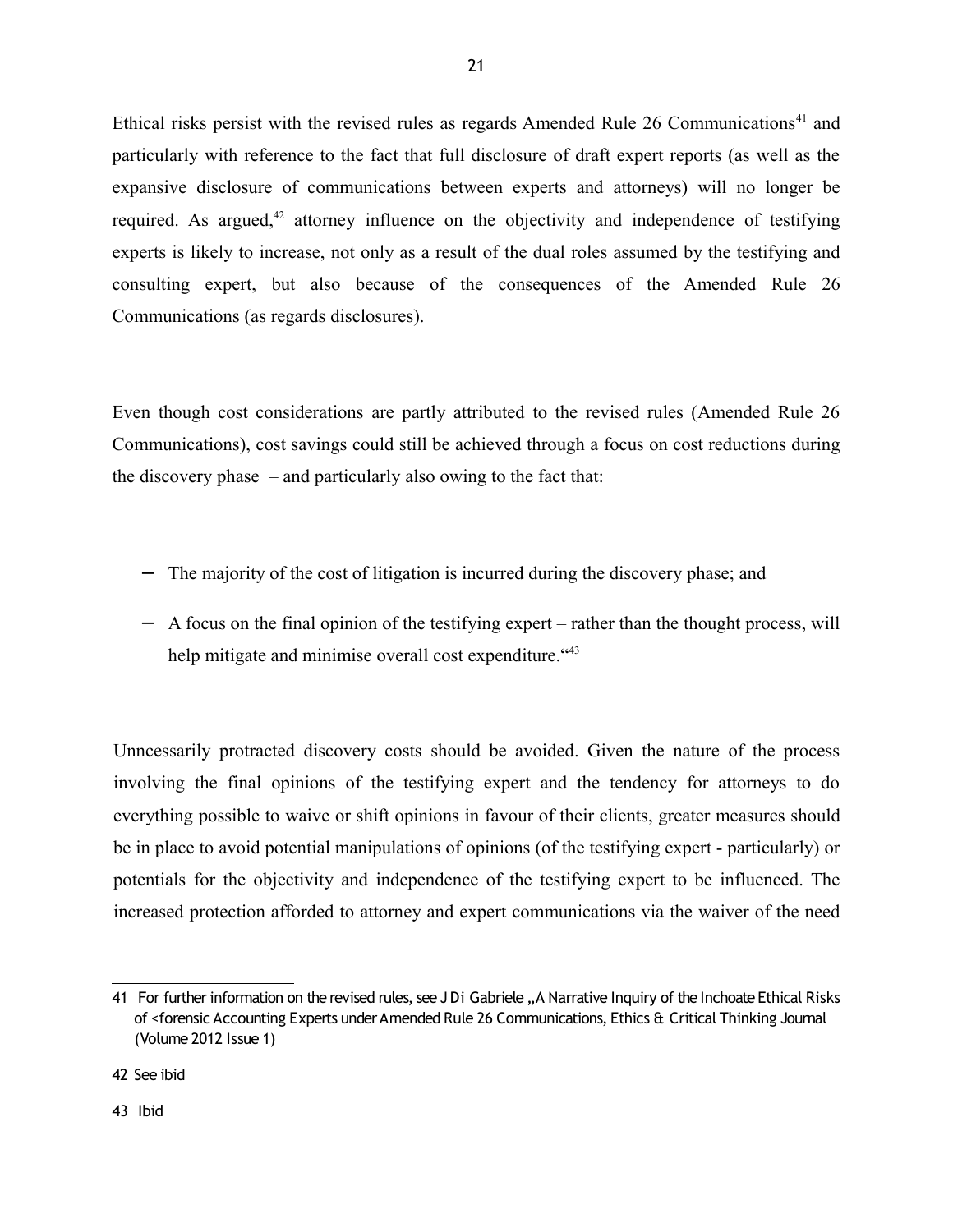Ethical risks persist with the revised rules as regards Amended Rule 26 Communications[41] and particularly with reference to the fact that full disclosure of draft expert reports (as well as the expansive disclosure of communications between experts and attorneys) will no longer be required. As argued,[42] attorney influence on the objectivity and independence of testifying experts is likely to increase, not only as a result of the dual roles assumed by the testifying and consulting expert, but also because of the consequences of the Amended Rule 26 Communications (as regards disclosures).

Even though cost considerations are partly attributed to the revised rules (Amended Rule 26 Communications), cost savings could still be achieved through a focus on cost reductions during the discovery phase – and particularly also owing to the fact that:

- The majority of the cost of litigation is incurred during the discovery phase; and
- A focus on the final opinion of the testifying expert – rather than the thought process, will help mitigate and minimise overall cost expenditure."[43]

Unncessarily protracted discovery costs should be avoided. Given the nature of the process involving the final opinions of the testifying expert and the tendency for attorneys to do everything possible to waive or shift opinions in favour of their clients, greater measures should be in place to avoid potential manipulations of opinions (of the testifying expert - particularly) or potentials for the objectivity and independence of the testifying expert to be influenced. The increased protection afforded to attorney and expert communications via the waiver of the need

---

41 For further information on the revised rules, see J Di Gabriele „A Narrative Inquiry of the Inchoate Ethical Risks of <forensic Accounting Experts under Amended Rule 26 Communications, Ethics & Critical Thinking Journal (Volume 2012 Issue 1)

42 See ibid

43 Ibid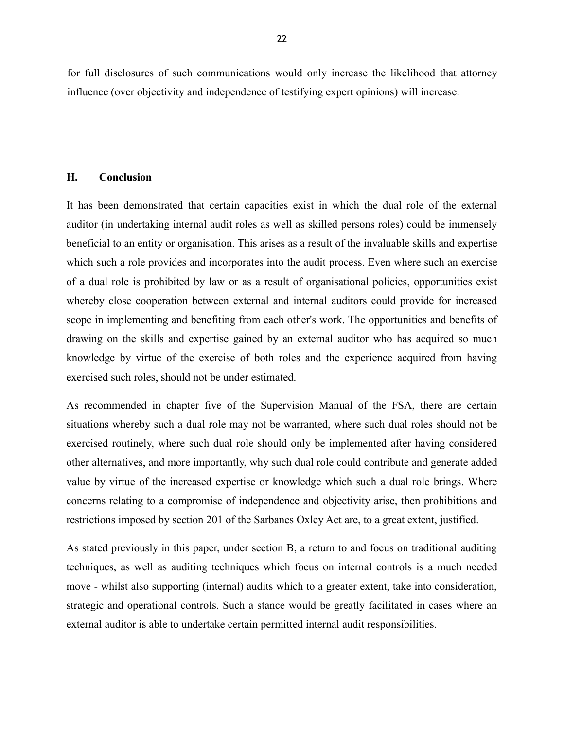for full disclosures of such communications would only increase the likelihood that attorney influence (over objectivity and independence of testifying expert opinions) will increase.

## H. Conclusion

It has been demonstrated that certain capacities exist in which the dual role of the external auditor (in undertaking internal audit roles as well as skilled persons roles) could be immensely beneficial to an entity or organisation. This arises as a result of the invaluable skills and expertise which such a role provides and incorporates into the audit process. Even where such an exercise of a dual role is prohibited by law or as a result of organisational policies, opportunities exist whereby close cooperation between external and internal auditors could provide for increased scope in implementing and benefiting from each other's work. The opportunities and benefits of drawing on the skills and expertise gained by an external auditor who has acquired so much knowledge by virtue of the exercise of both roles and the experience acquired from having exercised such roles, should not be under estimated.

As recommended in chapter five of the Supervision Manual of the FSA, there are certain situations whereby such a dual role may not be warranted, where such dual roles should not be exercised routinely, where such dual role should only be implemented after having considered other alternatives, and more importantly, why such dual role could contribute and generate added value by virtue of the increased expertise or knowledge which such a dual role brings. Where concerns relating to a compromise of independence and objectivity arise, then prohibitions and restrictions imposed by section 201 of the Sarbanes Oxley Act are, to a great extent, justified.

As stated previously in this paper, under section B, a return to and focus on traditional auditing techniques, as well as auditing techniques which focus on internal controls is a much needed move - whilst also supporting (internal) audits which to a greater extent, take into consideration, strategic and operational controls. Such a stance would be greatly facilitated in cases where an external auditor is able to undertake certain permitted internal audit responsibilities.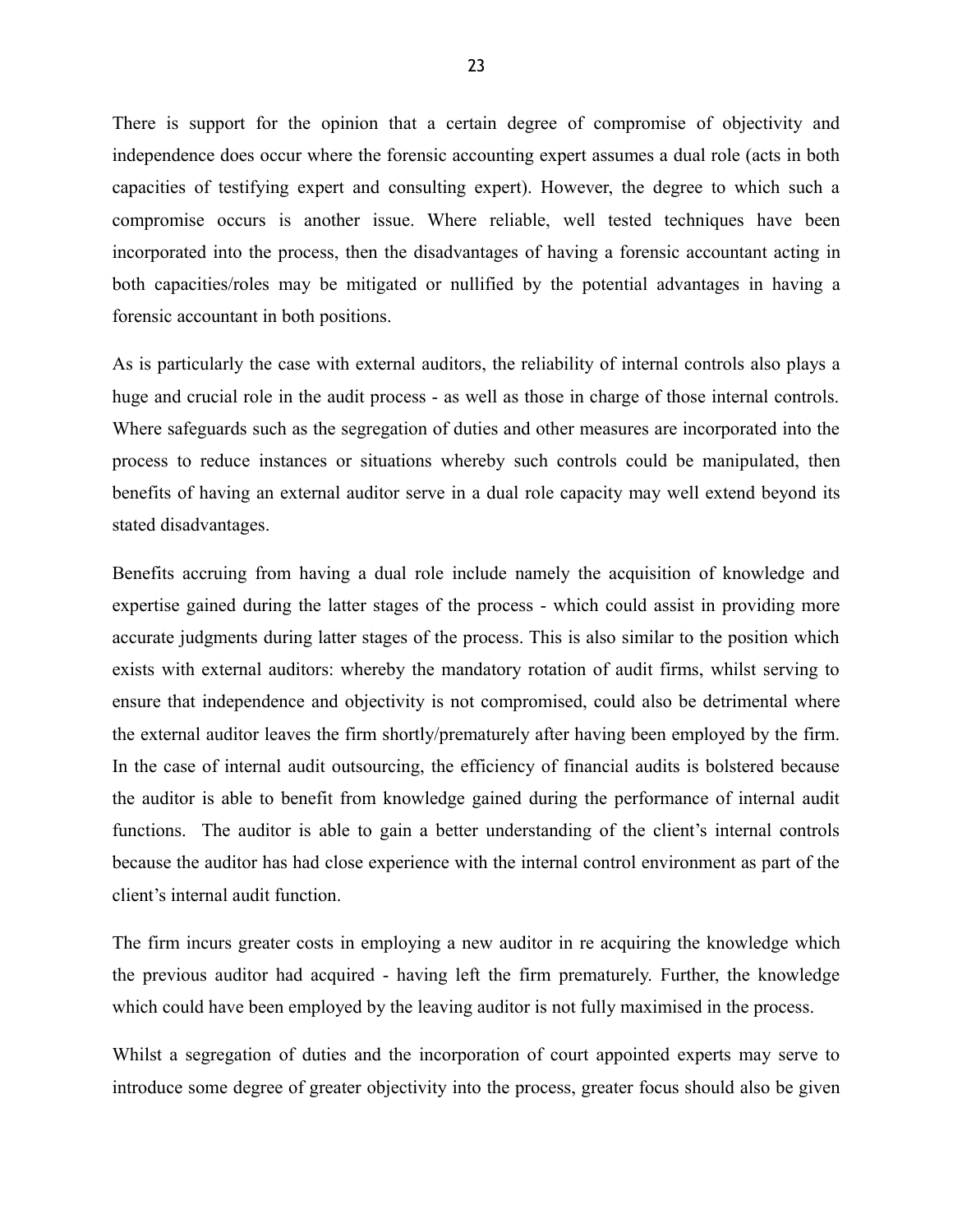There is support for the opinion that a certain degree of compromise of objectivity and independence does occur where the forensic accounting expert assumes a dual role (acts in both capacities of testifying expert and consulting expert). However, the degree to which such a compromise occurs is another issue. Where reliable, well tested techniques have been incorporated into the process, then the disadvantages of having a forensic accountant acting in both capacities/roles may be mitigated or nullified by the potential advantages in having a forensic accountant in both positions.

As is particularly the case with external auditors, the reliability of internal controls also plays a huge and crucial role in the audit process - as well as those in charge of those internal controls. Where safeguards such as the segregation of duties and other measures are incorporated into the process to reduce instances or situations whereby such controls could be manipulated, then benefits of having an external auditor serve in a dual role capacity may well extend beyond its stated disadvantages.

Benefits accruing from having a dual role include namely the acquisition of knowledge and expertise gained during the latter stages of the process - which could assist in providing more accurate judgments during latter stages of the process. This is also similar to the position which exists with external auditors: whereby the mandatory rotation of audit firms, whilst serving to ensure that independence and objectivity is not compromised, could also be detrimental where the external auditor leaves the firm shortly/prematurely after having been employed by the firm. In the case of internal audit outsourcing, the efficiency of financial audits is bolstered because the auditor is able to benefit from knowledge gained during the performance of internal audit functions. The auditor is able to gain a better understanding of the client's internal controls because the auditor has had close experience with the internal control environment as part of the client's internal audit function.

The firm incurs greater costs in employing a new auditor in re acquiring the knowledge which the previous auditor had acquired - having left the firm prematurely. Further, the knowledge which could have been employed by the leaving auditor is not fully maximised in the process.

Whilst a segregation of duties and the incorporation of court appointed experts may serve to introduce some degree of greater objectivity into the process, greater focus should also be given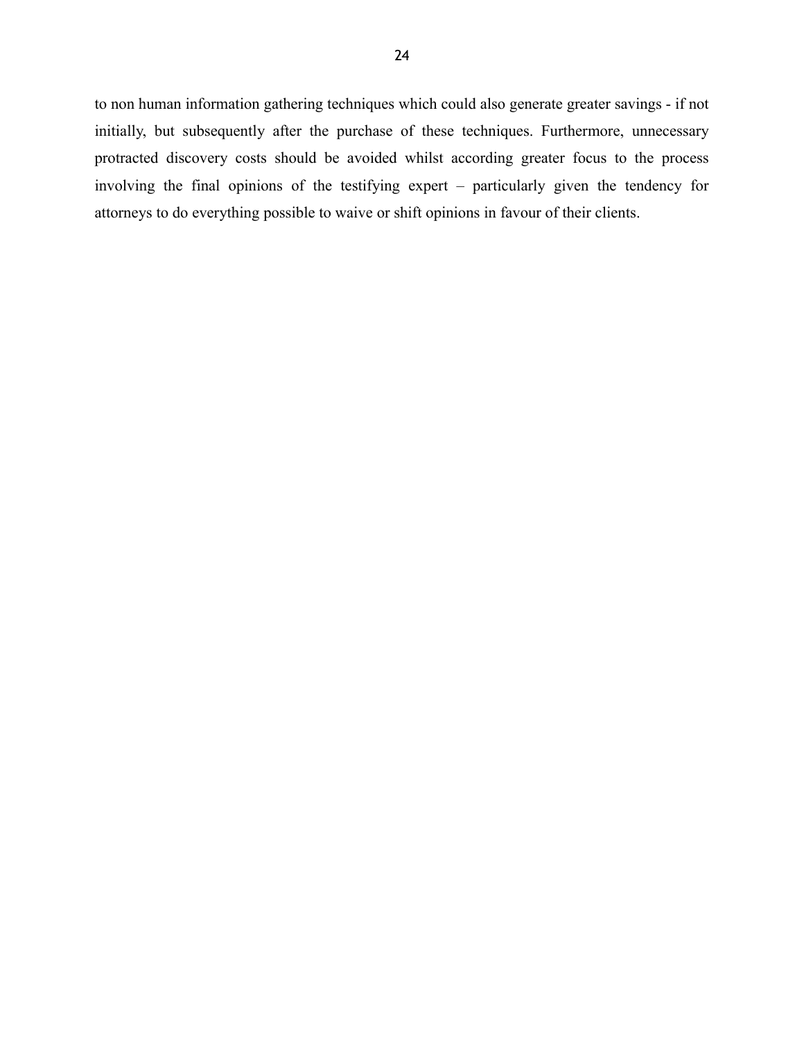to non human information gathering techniques which could also generate greater savings - if not initially, but subsequently after the purchase of these techniques. Furthermore, unnecessary protracted discovery costs should be avoided whilst according greater focus to the process involving the final opinions of the testifying expert – particularly given the tendency for attorneys to do everything possible to waive or shift opinions in favour of their clients.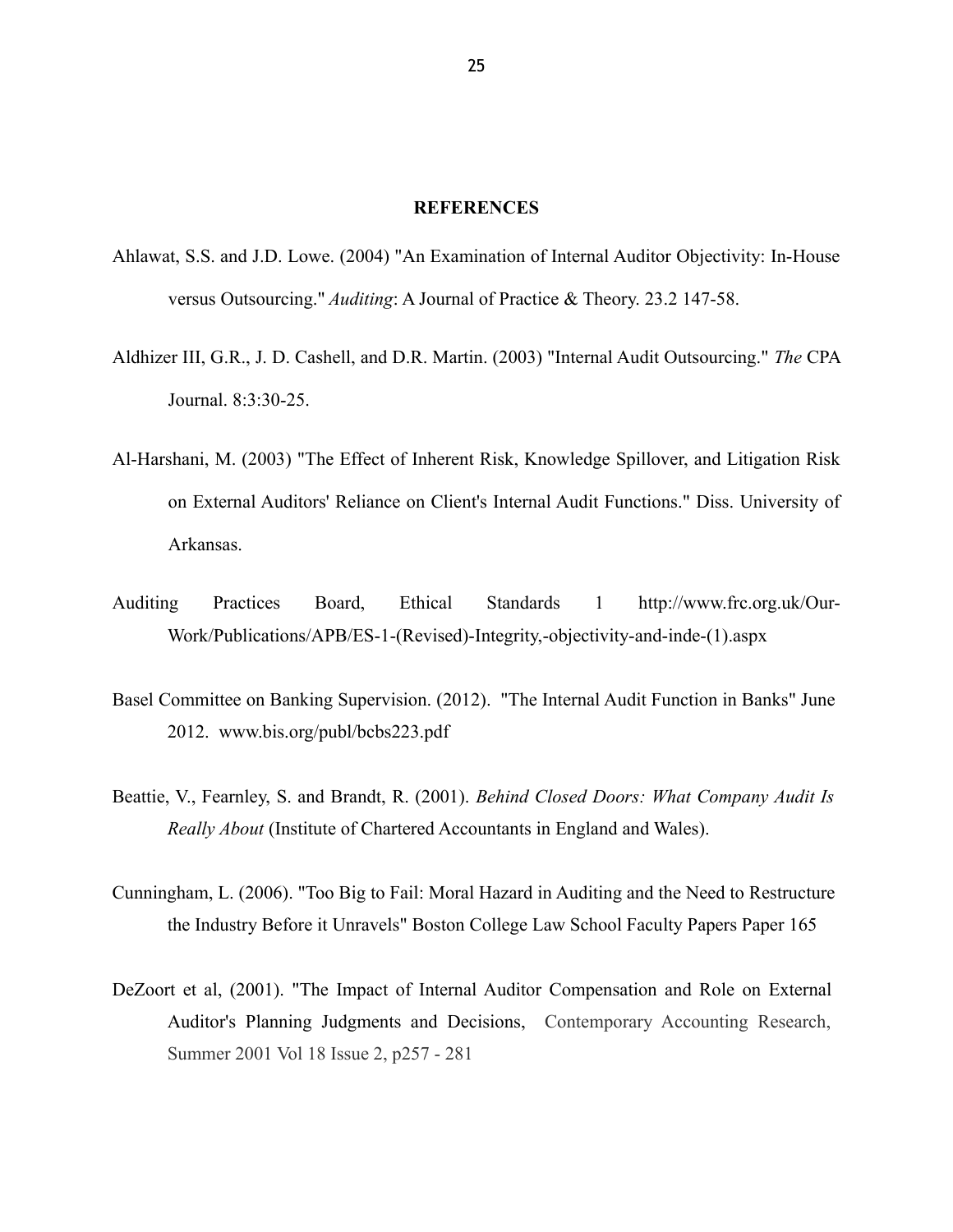## REFERENCES

Ahlawat, S.S. and J.D. Lowe. (2004) "An Examination of Internal Auditor Objectivity: In-House versus Outsourcing." *Auditing*: A Journal of Practice & Theory. 23.2 147-58.

Aldhizer III, G.R., J. D. Cashell, and D.R. Martin. (2003) "Internal Audit Outsourcing." *The* CPA Journal. 8:3:30-25.

Al-Harshani, M. (2003) "The Effect of Inherent Risk, Knowledge Spillover, and Litigation Risk on External Auditors' Reliance on Client's Internal Audit Functions." Diss. University of Arkansas.

Auditing Practices Board, Ethical Standards 1 http://www.frc.org.uk/Our-Work/Publications/APB/ES-1-(Revised)-Integrity,-objectivity-and-inde-(1).aspx

Basel Committee on Banking Supervision. (2012). "The Internal Audit Function in Banks" June 2012. www.bis.org/publ/bcbs223.pdf

Beattie, V., Fearnley, S. and Brandt, R. (2001). *Behind Closed Doors: What Company Audit Is Really About* (Institute of Chartered Accountants in England and Wales).

Cunningham, L. (2006). "Too Big to Fail: Moral Hazard in Auditing and the Need to Restructure the Industry Before it Unravels" Boston College Law School Faculty Papers Paper 165

DeZoort et al, (2001). "The Impact of Internal Auditor Compensation and Role on External Auditor's Planning Judgments and Decisions, Contemporary Accounting Research, Summer 2001 Vol 18 Issue 2, p257 - 281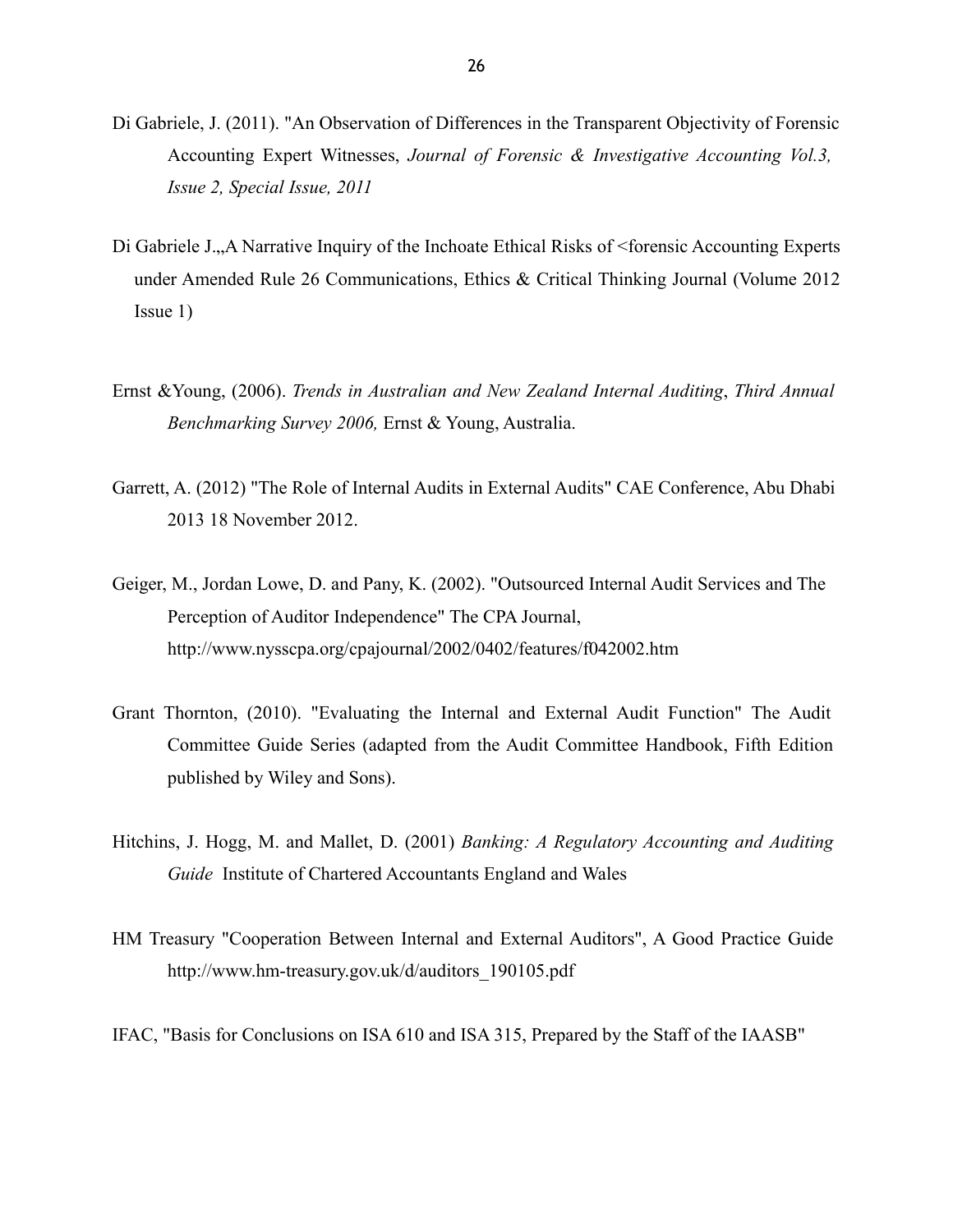Di Gabriele, J. (2011). "An Observation of Differences in the Transparent Objectivity of Forensic Accounting Expert Witnesses, *Journal of Forensic & Investigative Accounting Vol.3, Issue 2, Special Issue, 2011*

Di Gabriele J.,,A Narrative Inquiry of the Inchoate Ethical Risks of <forensic Accounting Experts under Amended Rule 26 Communications, Ethics & Critical Thinking Journal (Volume 2012 Issue 1)

Ernst &Young, (2006). *Trends in Australian and New Zealand Internal Auditing*, *Third Annual Benchmarking Survey 2006,* Ernst & Young, Australia.

Garrett, A. (2012) "The Role of Internal Audits in External Audits" CAE Conference, Abu Dhabi 2013 18 November 2012.

Geiger, M., Jordan Lowe, D. and Pany, K. (2002). "Outsourced Internal Audit Services and The Perception of Auditor Independence" The CPA Journal, http://www.nysscpa.org/cpajournal/2002/0402/features/f042002.htm

Grant Thornton, (2010). "Evaluating the Internal and External Audit Function" The Audit Committee Guide Series (adapted from the Audit Committee Handbook, Fifth Edition published by Wiley and Sons).

Hitchins, J. Hogg, M. and Mallet, D. (2001) *Banking: A Regulatory Accounting and Auditing Guide* Institute of Chartered Accountants England and Wales

HM Treasury "Cooperation Between Internal and External Auditors", A Good Practice Guide http://www.hm-treasury.gov.uk/d/auditors_190105.pdf

IFAC, "Basis for Conclusions on ISA 610 and ISA 315, Prepared by the Staff of the IAASB"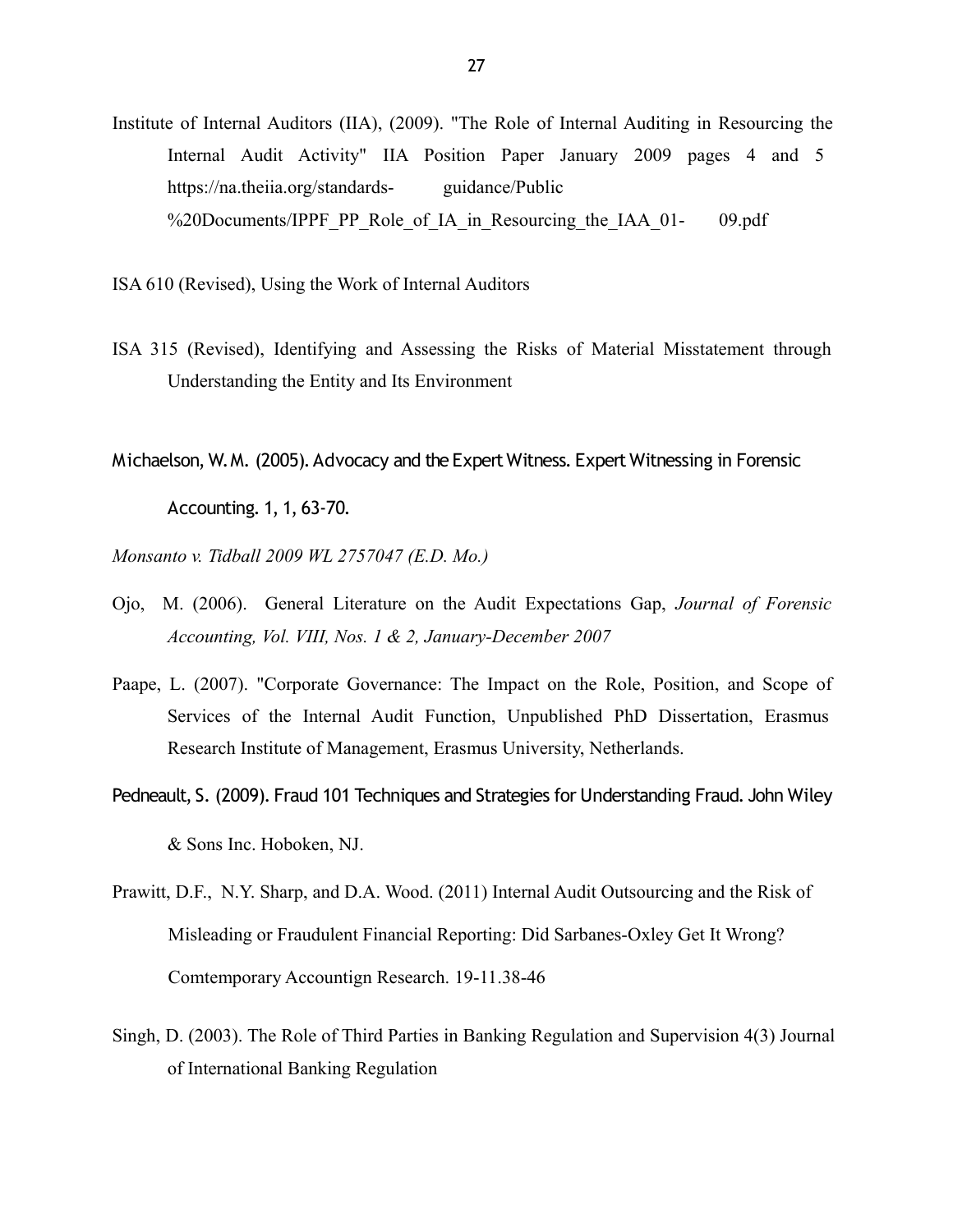Institute of Internal Auditors (IIA), (2009). "The Role of Internal Auditing in Resourcing the Internal Audit Activity" IIA Position Paper January 2009 pages 4 and 5 https://na.theiia.org/standards- guidance/Public %20Documents/IPPF_PP_Role_of_IA_in_Resourcing_the_IAA_01- 09.pdf

ISA 610 (Revised), Using the Work of Internal Auditors

ISA 315 (Revised), Identifying and Assessing the Risks of Material Misstatement through Understanding the Entity and Its Environment

Michaelson, W. M. (2005). Advocacy and the Expert Witness. Expert Witnessing in Forensic Accounting. 1, 1, 63-70.

*Monsanto v. Tidball 2009 WL 2757047 (E.D. Mo.)*

Ojo, M. (2006). General Literature on the Audit Expectations Gap, *Journal of Forensic Accounting, Vol. VIII, Nos. 1 & 2, January-December 2007*

Paape, L. (2007). "Corporate Governance: The Impact on the Role, Position, and Scope of Services of the Internal Audit Function, Unpublished PhD Dissertation, Erasmus Research Institute of Management, Erasmus University, Netherlands.

Pedneault, S. (2009). Fraud 101 Techniques and Strategies for Understanding Fraud. John Wiley & Sons Inc. Hoboken, NJ.

Prawitt, D.F., N.Y. Sharp, and D.A. Wood. (2011) Internal Audit Outsourcing and the Risk of Misleading or Fraudulent Financial Reporting: Did Sarbanes-Oxley Get It Wrong? Comtemporary Accountign Research. 19-11.38-46

Singh, D. (2003). The Role of Third Parties in Banking Regulation and Supervision 4(3) Journal of International Banking Regulation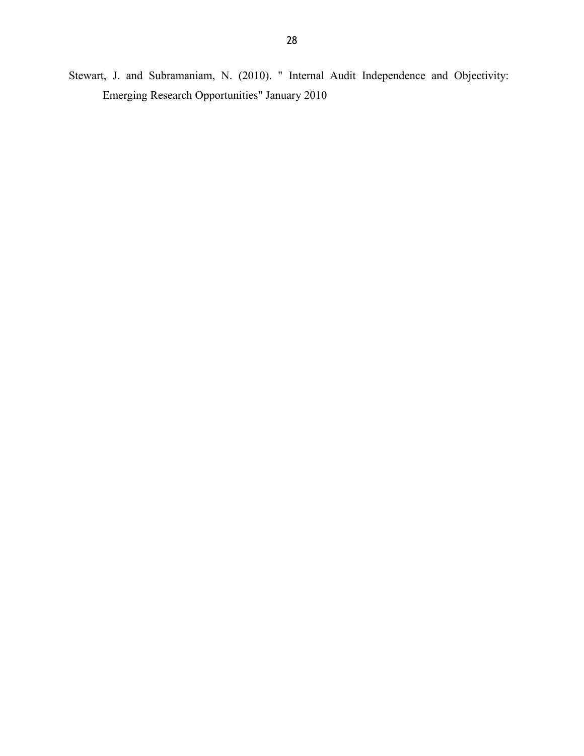Stewart, J. and Subramaniam, N. (2010). " Internal Audit Independence and Objectivity: Emerging Research Opportunities" January 2010